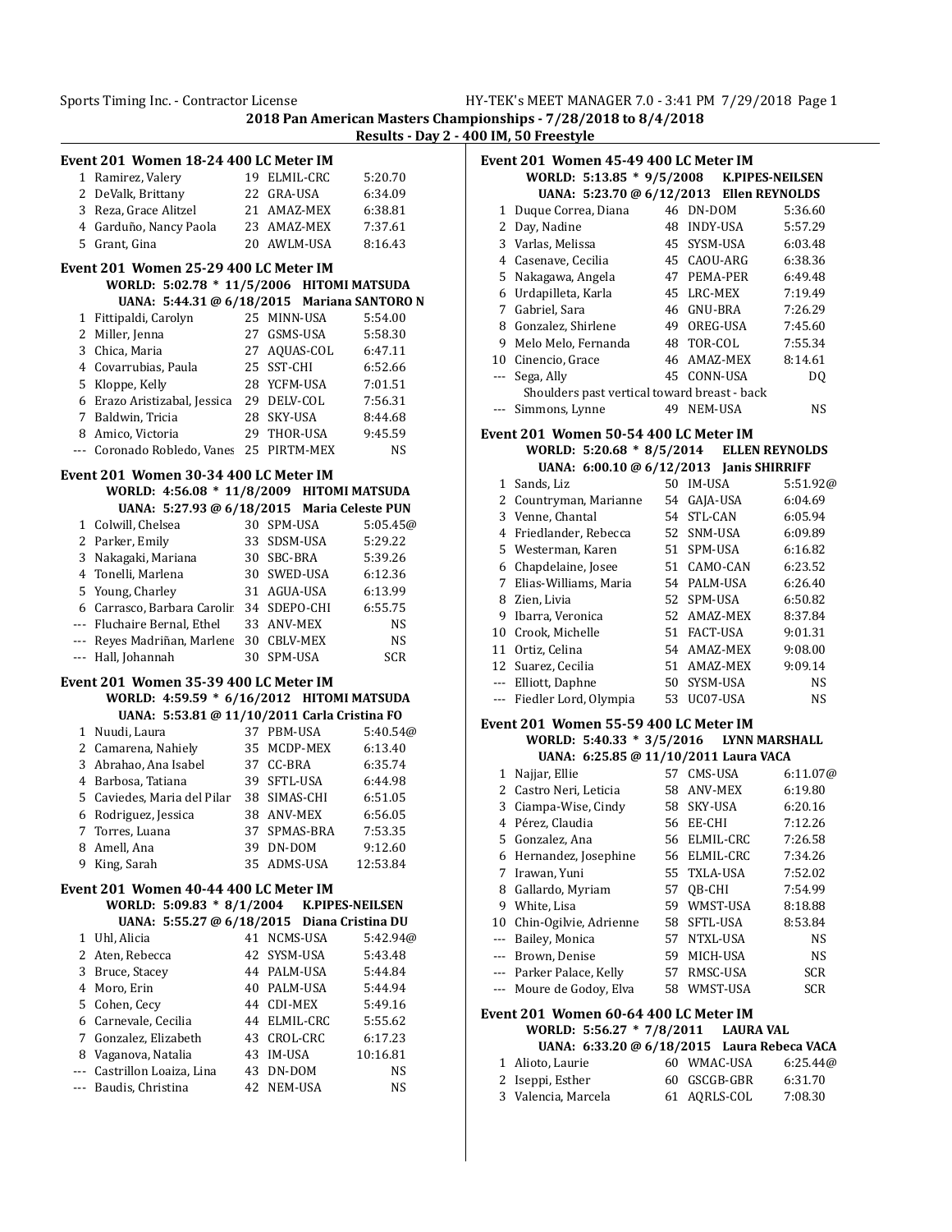## 2018 Pan American Masters Championships - 7/28/2018 to 8/4/2018

### Results - Day 2 - 400 IM, 50 Freestyle

### Event 201 Women 18-24 400 LC Meter IM

| | Name | Age | Team | Time |
|---|---|---|---|---|
| 1 | Ramirez, Valery | 19 | ELMIL-CRC | 5:20.70 |
| 2 | DeValk, Brittany | 22 | GRA-USA | 6:34.09 |
| 3 | Reza, Grace Alitzel | 21 | AMAZ-MEX | 6:38.81 |
| 4 | Garduño, Nancy Paola | 23 | AMAZ-MEX | 7:37.61 |
| 5 | Grant, Gina | 20 | AWLM-USA | 8:16.43 |

### Event 201 Women 25-29 400 LC Meter IM

WORLD: 5:02.78 * 11/5/2006 HITOMI MATSUDA

UANA: 5:44.31 @ 6/18/2015 Mariana SANTORO N

| | Name | Age | Team | Time |
|---|---|---|---|---|
| 1 | Fittipaldi, Carolyn | 25 | MINN-USA | 5:54.00 |
| 2 | Miller, Jenna | 27 | GSMS-USA | 5:58.30 |
| 3 | Chica, Maria | 27 | AQUAS-COL | 6:47.11 |
| 4 | Covarrubias, Paula | 25 | SST-CHI | 6:52.66 |
| 5 | Kloppe, Kelly | 28 | YCFM-USA | 7:01.51 |
| 6 | Erazo Aristizabal, Jessica | 29 | DELV-COL | 7:56.31 |
| 7 | Baldwin, Tricia | 28 | SKY-USA | 8:44.68 |
| 8 | Amico, Victoria | 29 | THOR-USA | 9:45.59 |
| --- | Coronado Robledo, Vanes | 25 | PIRTM-MEX | NS |

### Event 201 Women 30-34 400 LC Meter IM

WORLD: 4:56.08 * 11/8/2009 HITOMI MATSUDA

UANA: 5:27.93 @ 6/18/2015 Maria Celeste PUN

| | Name | Age | Team | Time |
|---|---|---|---|---|
| 1 | Colwill, Chelsea | 30 | SPM-USA | 5:05.45@ |
| 2 | Parker, Emily | 33 | SDSM-USA | 5:29.22 |
| 3 | Nakagaki, Mariana | 30 | SBC-BRA | 5:39.26 |
| 4 | Tonelli, Marlena | 30 | SWED-USA | 6:12.36 |
| 5 | Young, Charley | 31 | AGUA-USA | 6:13.99 |
| 6 | Carrasco, Barbara Carolir | 34 | SDEPO-CHI | 6:55.75 |
| --- | Fluchaire Bernal, Ethel | 33 | ANV-MEX | NS |
| --- | Reyes Madriñan, Marlene | 30 | CBLV-MEX | NS |
| --- | Hall, Johannah | 30 | SPM-USA | SCR |

### Event 201 Women 35-39 400 LC Meter IM

WORLD: 4:59.59 * 6/16/2012 HITOMI MATSUDA

UANA: 5:53.81 @ 11/10/2011 Carla Cristina FO

| | Name | Age | Team | Time |
|---|---|---|---|---|
| 1 | Nuudi, Laura | 37 | PBM-USA | 5:40.54@ |
| 2 | Camarena, Nahiely | 35 | MCDP-MEX | 6:13.40 |
| 3 | Abrahao, Ana Isabel | 37 | CC-BRA | 6:35.74 |
| 4 | Barbosa, Tatiana | 39 | SFTL-USA | 6:44.98 |
| 5 | Caviedes, Maria del Pilar | 38 | SIMAS-CHI | 6:51.05 |
| 6 | Rodriguez, Jessica | 38 | ANV-MEX | 6:56.05 |
| 7 | Torres, Luana | 37 | SPMAS-BRA | 7:53.35 |
| 8 | Amell, Ana | 39 | DN-DOM | 9:12.60 |
| 9 | King, Sarah | 35 | ADMS-USA | 12:53.84 |

### Event 201 Women 40-44 400 LC Meter IM

WORLD: 5:09.83 * 8/1/2004 K.PIPES-NEILSEN

UANA: 5:55.27 @ 6/18/2015 Diana Cristina DU

| | Name | Age | Team | Time |
|---|---|---|---|---|
| 1 | Uhl, Alicia | 41 | NCMS-USA | 5:42.94@ |
| 2 | Aten, Rebecca | 42 | SYSM-USA | 5:43.48 |
| 3 | Bruce, Stacey | 44 | PALM-USA | 5:44.84 |
| 4 | Moro, Erin | 40 | PALM-USA | 5:44.94 |
| 5 | Cohen, Cecy | 44 | CDI-MEX | 5:49.16 |
| 6 | Carnevale, Cecilia | 44 | ELMIL-CRC | 5:55.62 |
| 7 | Gonzalez, Elizabeth | 43 | CROL-CRC | 6:17.23 |
| 8 | Vaganova, Natalia | 43 | IM-USA | 10:16.81 |
| --- | Castrillon Loaiza, Lina | 43 | DN-DOM | NS |
| --- | Baudis, Christina | 42 | NEM-USA | NS |

### Event 201 Women 45-49 400 LC Meter IM

WORLD: 5:13.85 * 9/5/2008 K.PIPES-NEILSEN

UANA: 5:23.70 @ 6/12/2013 Ellen REYNOLDS

| | Name | Age | Team | Time |
|---|---|---|---|---|
| 1 | Duque Correa, Diana | 46 | DN-DOM | 5:36.60 |
| 2 | Day, Nadine | 48 | INDY-USA | 5:57.29 |
| 3 | Varlas, Melissa | 45 | SYSM-USA | 6:03.48 |
| 4 | Casenave, Cecilia | 45 | CAOU-ARG | 6:38.36 |
| 5 | Nakagawa, Angela | 47 | PEMA-PER | 6:49.48 |
| 6 | Urdapilleta, Karla | 45 | LRC-MEX | 7:19.49 |
| 7 | Gabriel, Sara | 46 | GNU-BRA | 7:26.29 |
| 8 | Gonzalez, Shirlene | 49 | OREG-USA | 7:45.60 |
| 9 | Melo Melo, Fernanda | 48 | TOR-COL | 7:55.34 |
| 10 | Cinencio, Grace | 46 | AMAZ-MEX | 8:14.61 |
| --- | Sega, Ally | 45 | CONN-USA | DQ |
| | Shoulders past vertical toward breast - back | | | |
| --- | Simmons, Lynne | 49 | NEM-USA | NS |

### Event 201 Women 50-54 400 LC Meter IM

WORLD: 5:20.68 * 8/5/2014 ELLEN REYNOLDS

UANA: 6:00.10 @ 6/12/2013 Janis SHIRRIFF

| | Name | Age | Team | Time |
|---|---|---|---|---|
| 1 | Sands, Liz | 50 | IM-USA | 5:51.92@ |
| 2 | Countryman, Marianne | 54 | GAJA-USA | 6:04.69 |
| 3 | Venne, Chantal | 54 | STL-CAN | 6:05.94 |
| 4 | Friedlander, Rebecca | 52 | SNM-USA | 6:09.89 |
| 5 | Westerman, Karen | 51 | SPM-USA | 6:16.82 |
| 6 | Chapdelaine, Josee | 51 | CAMO-CAN | 6:23.52 |
| 7 | Elias-Williams, Maria | 54 | PALM-USA | 6:26.40 |
| 8 | Zien, Livia | 52 | SPM-USA | 6:50.82 |
| 9 | Ibarra, Veronica | 52 | AMAZ-MEX | 8:37.84 |
| 10 | Crook, Michelle | 51 | FACT-USA | 9:01.31 |
| 11 | Ortiz, Celina | 54 | AMAZ-MEX | 9:08.00 |
| 12 | Suarez, Cecilia | 51 | AMAZ-MEX | 9:09.14 |
| --- | Elliott, Daphne | 50 | SYSM-USA | NS |
| --- | Fiedler Lord, Olympia | 53 | UC07-USA | NS |

### Event 201 Women 55-59 400 LC Meter IM

WORLD: 5:40.33 * 3/5/2016 LYNN MARSHALL

UANA: 6:25.85 @ 11/10/2011 Laura VACA

| | Name | Age | Team | Time |
|---|---|---|---|---|
| 1 | Najjar, Ellie | 57 | CMS-USA | 6:11.07@ |
| 2 | Castro Neri, Leticia | 58 | ANV-MEX | 6:19.80 |
| 3 | Ciampa-Wise, Cindy | 58 | SKY-USA | 6:20.16 |
| 4 | Pérez, Claudia | 56 | EE-CHI | 7:12.26 |
| 5 | Gonzalez, Ana | 56 | ELMIL-CRC | 7:26.58 |
| 6 | Hernandez, Josephine | 56 | ELMIL-CRC | 7:34.26 |
| 7 | Irawan, Yuni | 55 | TXLA-USA | 7:52.02 |
| 8 | Gallardo, Myriam | 57 | QB-CHI | 7:54.99 |
| 9 | White, Lisa | 59 | WMST-USA | 8:18.88 |
| 10 | Chin-Ogilvie, Adrienne | 58 | SFTL-USA | 8:53.84 |
| --- | Bailey, Monica | 57 | NTXL-USA | NS |
| --- | Brown, Denise | 59 | MICH-USA | NS |
| --- | Parker Palace, Kelly | 57 | RMSC-USA | SCR |
| --- | Moure de Godoy, Elva | 58 | WMST-USA | SCR |

### Event 201 Women 60-64 400 LC Meter IM

WORLD: 5:56.27 * 7/8/2011 LAURA VAL

UANA: 6:33.20 @ 6/18/2015 Laura Rebeca VACA

| | Name | Age | Team | Time |
|---|---|---|---|---|
| 1 | Alioto, Laurie | 60 | WMAC-USA | 6:25.44@ |
| 2 | Iseppi, Esther | 60 | GSCGB-GBR | 6:31.70 |
| 3 | Valencia, Marcela | 61 | AQRLS-COL | 7:08.30 |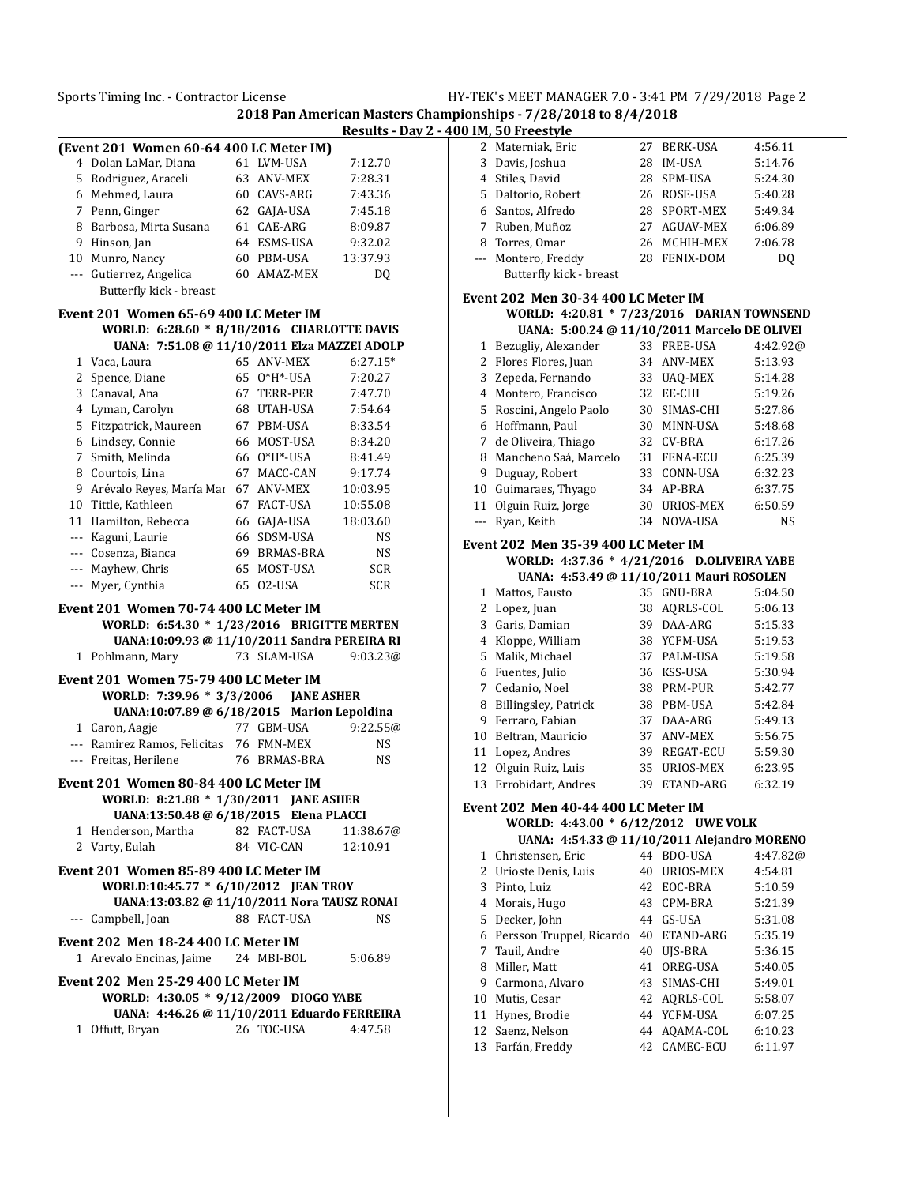## 2018 Pan American Masters Championships - 7/28/2018 to 8/4/2018

### Results - Day 2 - 400 IM, 50 Freestyle

**(Event 201 Women 60-64 400 LC Meter IM)**

| Place | Name | Age | Team | Time |
|---|---|---|---|---|
| 4 | Dolan LaMar, Diana | 61 | LVM-USA | 7:12.70 |
| 5 | Rodriguez, Araceli | 63 | ANV-MEX | 7:28.31 |
| 6 | Mehmed, Laura | 60 | CAVS-ARG | 7:43.36 |
| 7 | Penn, Ginger | 62 | GAJA-USA | 7:45.18 |
| 8 | Barbosa, Mirta Susana | 61 | CAE-ARG | 8:09.87 |
| 9 | Hinson, Jan | 64 | ESMS-USA | 9:32.02 |
| 10 | Munro, Nancy | 60 | PBM-USA | 13:37.93 |
| --- | Gutierrez, Angelica | 60 | AMAZ-MEX | DQ |

Butterfly kick - breast

**Event 201 Women 65-69 400 LC Meter IM**

WORLD: 6:28.60 * 8/18/2016 CHARLOTTE DAVIS
UANA: 7:51.08 @ 11/10/2011 Elza MAZZEI ADOLP

| Place | Name | Age | Team | Time |
|---|---|---|---|---|
| 1 | Vaca, Laura | 65 | ANV-MEX | 6:27.15* |
| 2 | Spence, Diane | 65 | O*H*-USA | 7:20.27 |
| 3 | Canaval, Ana | 67 | TERR-PER | 7:47.70 |
| 4 | Lyman, Carolyn | 68 | UTAH-USA | 7:54.64 |
| 5 | Fitzpatrick, Maureen | 67 | PBM-USA | 8:33.54 |
| 6 | Lindsey, Connie | 66 | MOST-USA | 8:34.20 |
| 7 | Smith, Melinda | 66 | O*H*-USA | 8:41.49 |
| 8 | Courtois, Lina | 67 | MACC-CAN | 9:17.74 |
| 9 | Arévalo Reyes, María Mar | 67 | ANV-MEX | 10:03.95 |
| 10 | Tittle, Kathleen | 67 | FACT-USA | 10:55.08 |
| 11 | Hamilton, Rebecca | 66 | GAJA-USA | 18:03.60 |
| --- | Kaguni, Laurie | 66 | SDSM-USA | NS |
| --- | Cosenza, Bianca | 69 | BRMAS-BRA | NS |
| --- | Mayhew, Chris | 65 | MOST-USA | SCR |
| --- | Myer, Cynthia | 65 | O2-USA | SCR |

**Event 201 Women 70-74 400 LC Meter IM**

WORLD: 6:54.30 * 1/23/2016 BRIGITTE MERTEN
UANA:10:09.93 @ 11/10/2011 Sandra PEREIRA RI

| Place | Name | Age | Team | Time |
|---|---|---|---|---|
| 1 | Pohlmann, Mary | 73 | SLAM-USA | 9:03.23@ |

**Event 201 Women 75-79 400 LC Meter IM**

WORLD: 7:39.96 * 3/3/2006 JANE ASHER
UANA:10:07.89 @ 6/18/2015 Marion Lepoldina

| Place | Name | Age | Team | Time |
|---|---|---|---|---|
| 1 | Caron, Aagje | 77 | GBM-USA | 9:22.55@ |
| --- | Ramirez Ramos, Felicitas | 76 | FMN-MEX | NS |
| --- | Freitas, Herilene | 76 | BRMAS-BRA | NS |

**Event 201 Women 80-84 400 LC Meter IM**

WORLD: 8:21.88 * 1/30/2011 JANE ASHER
UANA:13:50.48 @ 6/18/2015 Elena PLACCI

| Place | Name | Age | Team | Time |
|---|---|---|---|---|
| 1 | Henderson, Martha | 82 | FACT-USA | 11:38.67@ |
| 2 | Varty, Eulah | 84 | VIC-CAN | 12:10.91 |

**Event 201 Women 85-89 400 LC Meter IM**

WORLD:10:45.77 * 6/10/2012 JEAN TROY
UANA:13:03.82 @ 11/10/2011 Nora TAUSZ RONAI

| Place | Name | Age | Team | Time |
|---|---|---|---|---|
| --- | Campbell, Joan | 88 | FACT-USA | NS |

**Event 202 Men 18-24 400 LC Meter IM**

| Place | Name | Age | Team | Time |
|---|---|---|---|---|
| 1 | Arevalo Encinas, Jaime | 24 | MBI-BOL | 5:06.89 |

**Event 202 Men 25-29 400 LC Meter IM**

WORLD: 4:30.05 * 9/12/2009 DIOGO YABE
UANA: 4:46.26 @ 11/10/2011 Eduardo FERREIRA

| Place | Name | Age | Team | Time |
|---|---|---|---|---|
| 1 | Offutt, Bryan | 26 | TOC-USA | 4:47.58 |
| 2 | Materniak, Eric | 27 | BERK-USA | 4:56.11 |
| 3 | Davis, Joshua | 28 | IM-USA | 5:14.76 |
| 4 | Stiles, David | 28 | SPM-USA | 5:24.30 |
| 5 | Daltorio, Robert | 26 | ROSE-USA | 5:40.28 |
| 6 | Santos, Alfredo | 28 | SPORT-MEX | 5:49.34 |
| 7 | Ruben, Muñoz | 27 | AGUAV-MEX | 6:06.89 |
| 8 | Torres, Omar | 26 | MCHIH-MEX | 7:06.78 |
| --- | Montero, Freddy | 28 | FENIX-DOM | DQ |

Butterfly kick - breast

**Event 202 Men 30-34 400 LC Meter IM**

WORLD: 4:20.81 * 7/23/2016 DARIAN TOWNSEND
UANA: 5:00.24 @ 11/10/2011 Marcelo DE OLIVEI

| Place | Name | Age | Team | Time |
|---|---|---|---|---|
| 1 | Bezugliy, Alexander | 33 | FREE-USA | 4:42.92@ |
| 2 | Flores Flores, Juan | 34 | ANV-MEX | 5:13.93 |
| 3 | Zepeda, Fernando | 33 | UAQ-MEX | 5:14.28 |
| 4 | Montero, Francisco | 32 | EE-CHI | 5:19.26 |
| 5 | Roscini, Angelo Paolo | 30 | SIMAS-CHI | 5:27.86 |
| 6 | Hoffmann, Paul | 30 | MINN-USA | 5:48.68 |
| 7 | de Oliveira, Thiago | 32 | CV-BRA | 6:17.26 |
| 8 | Mancheno Saá, Marcelo | 31 | FENA-ECU | 6:25.39 |
| 9 | Duguay, Robert | 33 | CONN-USA | 6:32.23 |
| 10 | Guimaraes, Thyago | 34 | AP-BRA | 6:37.75 |
| 11 | Olguin Ruiz, Jorge | 30 | URIOS-MEX | 6:50.59 |
| --- | Ryan, Keith | 34 | NOVA-USA | NS |

**Event 202 Men 35-39 400 LC Meter IM**

WORLD: 4:37.36 * 4/21/2016 D.OLIVEIRA YABE
UANA: 4:53.49 @ 11/10/2011 Mauri ROSOLEN

| Place | Name | Age | Team | Time |
|---|---|---|---|---|
| 1 | Mattos, Fausto | 35 | GNU-BRA | 5:04.50 |
| 2 | Lopez, Juan | 38 | AQRLS-COL | 5:06.13 |
| 3 | Garis, Damian | 39 | DAA-ARG | 5:15.33 |
| 4 | Kloppe, William | 38 | YCFM-USA | 5:19.53 |
| 5 | Malik, Michael | 37 | PALM-USA | 5:19.58 |
| 6 | Fuentes, Julio | 36 | KSS-USA | 5:30.94 |
| 7 | Cedanio, Noel | 38 | PRM-PUR | 5:42.77 |
| 8 | Billingsley, Patrick | 38 | PBM-USA | 5:42.84 |
| 9 | Ferraro, Fabian | 37 | DAA-ARG | 5:49.13 |
| 10 | Beltran, Mauricio | 37 | ANV-MEX | 5:56.75 |
| 11 | Lopez, Andres | 39 | REGAT-ECU | 5:59.30 |
| 12 | Olguin Ruiz, Luis | 35 | URIOS-MEX | 6:23.95 |
| 13 | Errobidart, Andres | 39 | ETAND-ARG | 6:32.19 |

**Event 202 Men 40-44 400 LC Meter IM**

WORLD: 4:43.00 * 6/12/2012 UWE VOLK
UANA: 4:54.33 @ 11/10/2011 Alejandro MORENO

| Place | Name | Age | Team | Time |
|---|---|---|---|---|
| 1 | Christensen, Eric | 44 | BDO-USA | 4:47.82@ |
| 2 | Urioste Denis, Luis | 40 | URIOS-MEX | 4:54.81 |
| 3 | Pinto, Luiz | 42 | EOC-BRA | 5:10.59 |
| 4 | Morais, Hugo | 43 | CPM-BRA | 5:21.39 |
| 5 | Decker, John | 44 | GS-USA | 5:31.08 |
| 6 | Persson Truppel, Ricardo | 40 | ETAND-ARG | 5:35.19 |
| 7 | Tauil, Andre | 40 | UJS-BRA | 5:36.15 |
| 8 | Miller, Matt | 41 | OREG-USA | 5:40.05 |
| 9 | Carmona, Alvaro | 43 | SIMAS-CHI | 5:49.01 |
| 10 | Mutis, Cesar | 42 | AQRLS-COL | 5:58.07 |
| 11 | Hynes, Brodie | 44 | YCFM-USA | 6:07.25 |
| 12 | Saenz, Nelson | 44 | AQAMA-COL | 6:10.23 |
| 13 | Farfán, Freddy | 42 | CAMEC-ECU | 6:11.97 |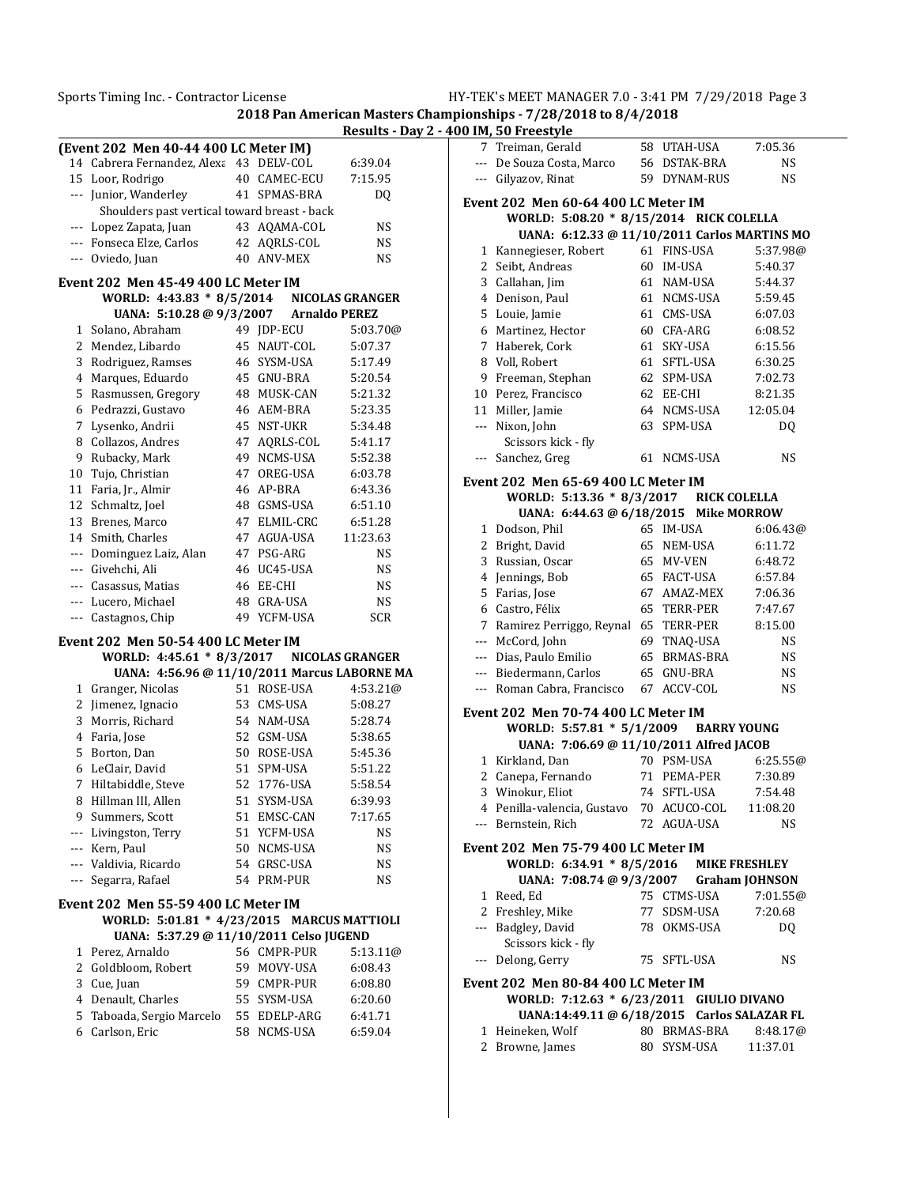## 2018 Pan American Masters Championships - 7/28/2018 to 8/4/2018

### Results - Day 2 - 400 IM, 50 Freestyle

#### (Event 202 Men 40-44 400 LC Meter IM)

| Place | Name | Age | Team | Time |
|---|---|---|---|---|
| 14 | Cabrera Fernandez, Alexa | 43 | DELV-COL | 6:39.04 |
| 15 | Loor, Rodrigo | 40 | CAMEC-ECU | 7:15.95 |
| --- | Junior, Wanderley | 41 | SPMAS-BRA | DQ |
| | Shoulders past vertical toward breast - back | | | |
| --- | Lopez Zapata, Juan | 43 | AQAMA-COL | NS |
| --- | Fonseca Elze, Carlos | 42 | AQRLS-COL | NS |
| --- | Oviedo, Juan | 40 | ANV-MEX | NS |

#### Event 202 Men 45-49 400 LC Meter IM

WORLD: 4:43.83 * 8/5/2014 NICOLAS GRANGER
UANA: 5:10.28 @ 9/3/2007 Arnaldo PEREZ

| Place | Name | Age | Team | Time |
|---|---|---|---|---|
| 1 | Solano, Abraham | 49 | JDP-ECU | 5:03.70@ |
| 2 | Mendez, Libardo | 45 | NAUT-COL | 5:07.37 |
| 3 | Rodriguez, Ramses | 46 | SYSM-USA | 5:17.49 |
| 4 | Marques, Eduardo | 45 | GNU-BRA | 5:20.54 |
| 5 | Rasmussen, Gregory | 48 | MUSK-CAN | 5:21.32 |
| 6 | Pedrazzi, Gustavo | 46 | AEM-BRA | 5:23.35 |
| 7 | Lysenko, Andrii | 45 | NST-UKR | 5:34.48 |
| 8 | Collazos, Andres | 47 | AQRLS-COL | 5:41.17 |
| 9 | Rubacky, Mark | 49 | NCMS-USA | 5:52.38 |
| 10 | Tujo, Christian | 47 | OREG-USA | 6:03.78 |
| 11 | Faria, Jr., Almir | 46 | AP-BRA | 6:43.36 |
| 12 | Schmaltz, Joel | 48 | GSMS-USA | 6:51.10 |
| 13 | Brenes, Marco | 47 | ELMIL-CRC | 6:51.28 |
| 14 | Smith, Charles | 47 | AGUA-USA | 11:23.63 |
| --- | Dominguez Laiz, Alan | 47 | PSG-ARG | NS |
| --- | Givehchi, Ali | 46 | UC45-USA | NS |
| --- | Casassus, Matias | 46 | EE-CHI | NS |
| --- | Lucero, Michael | 48 | GRA-USA | NS |
| --- | Castagnos, Chip | 49 | YCFM-USA | SCR |

#### Event 202 Men 50-54 400 LC Meter IM

WORLD: 4:45.61 * 8/3/2017 NICOLAS GRANGER
UANA: 4:56.96 @ 11/10/2011 Marcus LABORNE MA

| Place | Name | Age | Team | Time |
|---|---|---|---|---|
| 1 | Granger, Nicolas | 51 | ROSE-USA | 4:53.21@ |
| 2 | Jimenez, Ignacio | 53 | CMS-USA | 5:08.27 |
| 3 | Morris, Richard | 54 | NAM-USA | 5:28.74 |
| 4 | Faria, Jose | 52 | GSM-USA | 5:38.65 |
| 5 | Borton, Dan | 50 | ROSE-USA | 5:45.36 |
| 6 | LeClair, David | 51 | SPM-USA | 5:51.22 |
| 7 | Hiltabiddle, Steve | 52 | 1776-USA | 5:58.54 |
| 8 | Hillman III, Allen | 51 | SYSM-USA | 6:39.93 |
| 9 | Summers, Scott | 51 | EMSC-CAN | 7:17.65 |
| --- | Livingston, Terry | 51 | YCFM-USA | NS |
| --- | Kern, Paul | 50 | NCMS-USA | NS |
| --- | Valdivia, Ricardo | 54 | GRSC-USA | NS |
| --- | Segarra, Rafael | 54 | PRM-PUR | NS |

#### Event 202 Men 55-59 400 LC Meter IM

WORLD: 5:01.81 * 4/23/2015 MARCUS MATTIOLI
UANA: 5:37.29 @ 11/10/2011 Celso JUGEND

| Place | Name | Age | Team | Time |
|---|---|---|---|---|
| 1 | Perez, Arnaldo | 56 | CMPR-PUR | 5:13.11@ |
| 2 | Goldbloom, Robert | 59 | MOVY-USA | 6:08.43 |
| 3 | Cue, Juan | 59 | CMPR-PUR | 6:08.80 |
| 4 | Denault, Charles | 55 | SYSM-USA | 6:20.60 |
| 5 | Taboada, Sergio Marcelo | 55 | EDELP-ARG | 6:41.71 |
| 6 | Carlson, Eric | 58 | NCMS-USA | 6:59.04 |
| 7 | Treiman, Gerald | 58 | UTAH-USA | 7:05.36 |
| --- | De Souza Costa, Marco | 56 | DSTAK-BRA | NS |
| --- | Gilyazov, Rinat | 59 | DYNAM-RUS | NS |

#### Event 202 Men 60-64 400 LC Meter IM

WORLD: 5:08.20 * 8/15/2014 RICK COLELLA
UANA: 6:12.33 @ 11/10/2011 Carlos MARTINS MO

| Place | Name | Age | Team | Time |
|---|---|---|---|---|
| 1 | Kannegieser, Robert | 61 | FINS-USA | 5:37.98@ |
| 2 | Seibt, Andreas | 60 | IM-USA | 5:40.37 |
| 3 | Callahan, Jim | 61 | NAM-USA | 5:44.37 |
| 4 | Denison, Paul | 61 | NCMS-USA | 5:59.45 |
| 5 | Louie, Jamie | 61 | CMS-USA | 6:07.03 |
| 6 | Martinez, Hector | 60 | CFA-ARG | 6:08.52 |
| 7 | Haberek, Cork | 61 | SKY-USA | 6:15.56 |
| 8 | Voll, Robert | 61 | SFTL-USA | 6:30.25 |
| 9 | Freeman, Stephan | 62 | SPM-USA | 7:02.73 |
| 10 | Perez, Francisco | 62 | EE-CHI | 8:21.35 |
| 11 | Miller, Jamie | 64 | NCMS-USA | 12:05.04 |
| --- | Nixon, John | 63 | SPM-USA | DQ |
| | Scissors kick - fly | | | |
| --- | Sanchez, Greg | 61 | NCMS-USA | NS |

#### Event 202 Men 65-69 400 LC Meter IM

WORLD: 5:13.36 * 8/3/2017 RICK COLELLA
UANA: 6:44.63 @ 6/18/2015 Mike MORROW

| Place | Name | Age | Team | Time |
|---|---|---|---|---|
| 1 | Dodson, Phil | 65 | IM-USA | 6:06.43@ |
| 2 | Bright, David | 65 | NEM-USA | 6:11.72 |
| 3 | Russian, Oscar | 65 | MV-VEN | 6:48.72 |
| 4 | Jennings, Bob | 65 | FACT-USA | 6:57.84 |
| 5 | Farias, Jose | 67 | AMAZ-MEX | 7:06.36 |
| 6 | Castro, Félix | 65 | TERR-PER | 7:47.67 |
| 7 | Ramirez Perriggo, Reynal | 65 | TERR-PER | 8:15.00 |
| --- | McCord, John | 69 | TNAQ-USA | NS |
| --- | Dias, Paulo Emilio | 65 | BRMAS-BRA | NS |
| --- | Biedermann, Carlos | 65 | GNU-BRA | NS |
| --- | Roman Cabra, Francisco | 67 | ACCV-COL | NS |

#### Event 202 Men 70-74 400 LC Meter IM

WORLD: 5:57.81 * 5/1/2009 BARRY YOUNG
UANA: 7:06.69 @ 11/10/2011 Alfred JACOB

| Place | Name | Age | Team | Time |
|---|---|---|---|---|
| 1 | Kirkland, Dan | 70 | PSM-USA | 6:25.55@ |
| 2 | Canepa, Fernando | 71 | PEMA-PER | 7:30.89 |
| 3 | Winokur, Eliot | 74 | SFTL-USA | 7:54.48 |
| 4 | Penilla-valencia, Gustavo | 70 | ACUCO-COL | 11:08.20 |
| --- | Bernstein, Rich | 72 | AGUA-USA | NS |

#### Event 202 Men 75-79 400 LC Meter IM

WORLD: 6:34.91 * 8/5/2016 MIKE FRESHLEY
UANA: 7:08.74 @ 9/3/2007 Graham JOHNSON

| Place | Name | Age | Team | Time |
|---|---|---|---|---|
| 1 | Reed, Ed | 75 | CTMS-USA | 7:01.55@ |
| 2 | Freshley, Mike | 77 | SDSM-USA | 7:20.68 |
| --- | Badgley, David | 78 | OKMS-USA | DQ |
| | Scissors kick - fly | | | |
| --- | Delong, Gerry | 75 | SFTL-USA | NS |

#### Event 202 Men 80-84 400 LC Meter IM

WORLD: 7:12.63 * 6/23/2011 GIULIO DIVANO
UANA:14:49.11 @ 6/18/2015 Carlos SALAZAR FL

| Place | Name | Age | Team | Time |
|---|---|---|---|---|
| 1 | Heineken, Wolf | 80 | BRMAS-BRA | 8:48.17@ |
| 2 | Browne, James | 80 | SYSM-USA | 11:37.01 |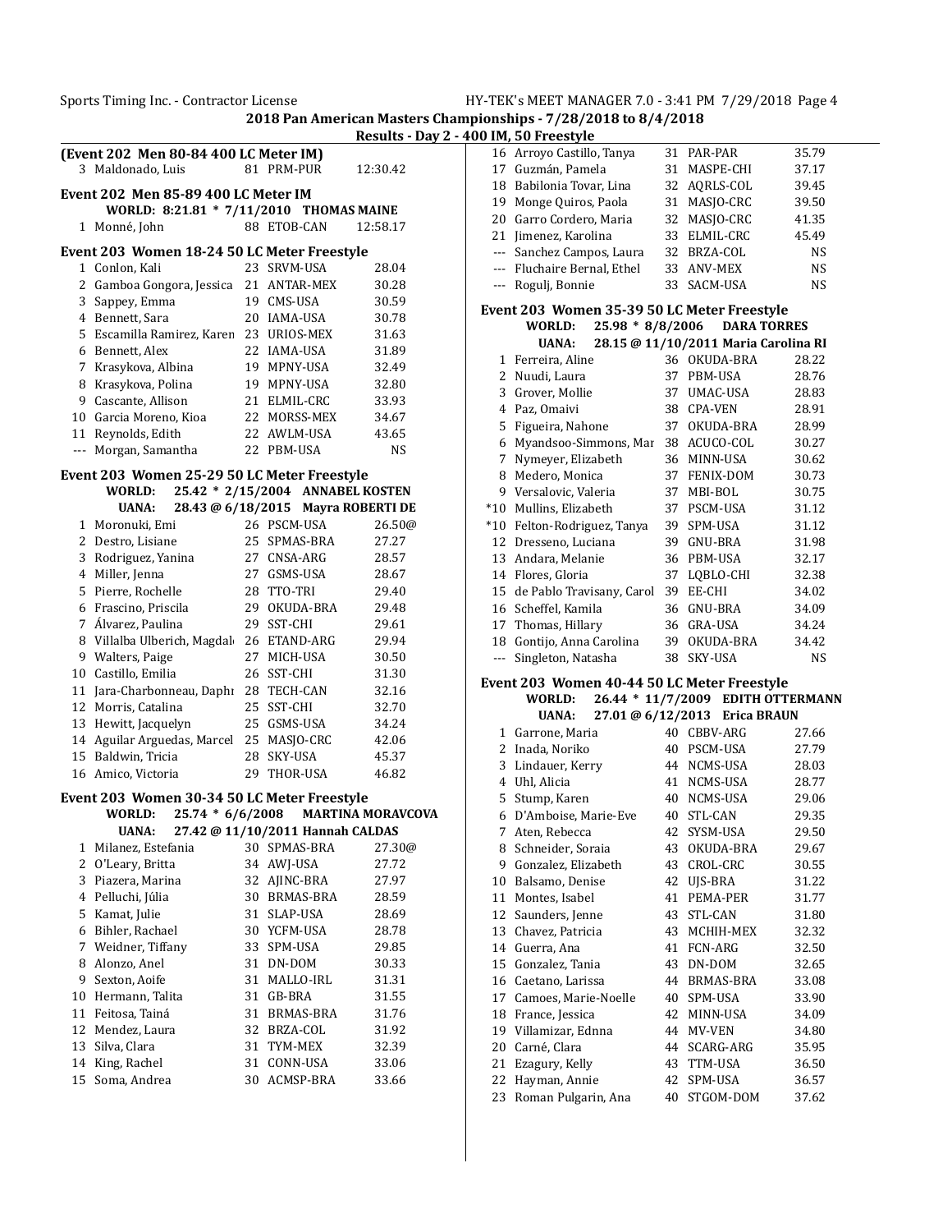## 2018 Pan American Masters Championships - 7/28/2018 to 8/4/2018

### Results - Day 2 - 400 IM, 50 Freestyle

**(Event 202 Men 80-84 400 LC Meter IM)**

| Place | Name | Age | Team | Time |
|---|---|---|---|---|
| 3 | Maldonado, Luis | 81 | PRM-PUR | 12:30.42 |

**Event 202 Men 85-89 400 LC Meter IM**

WORLD: 8:21.81 * 7/11/2010 THOMAS MAINE

| Place | Name | Age | Team | Time |
|---|---|---|---|---|
| 1 | Monné, John | 88 | ETOB-CAN | 12:58.17 |

**Event 203 Women 18-24 50 LC Meter Freestyle**

| Place | Name | Age | Team | Time |
|---|---|---|---|---|
| 1 | Conlon, Kali | 23 | SRVM-USA | 28.04 |
| 2 | Gamboa Gongora, Jessica | 21 | ANTAR-MEX | 30.28 |
| 3 | Sappey, Emma | 19 | CMS-USA | 30.59 |
| 4 | Bennett, Sara | 20 | IAMA-USA | 30.78 |
| 5 | Escamilla Ramirez, Karen | 23 | URIOS-MEX | 31.63 |
| 6 | Bennett, Alex | 22 | IAMA-USA | 31.89 |
| 7 | Krasykova, Albina | 19 | MPNY-USA | 32.49 |
| 8 | Krasykova, Polina | 19 | MPNY-USA | 32.80 |
| 9 | Cascante, Allison | 21 | ELMIL-CRC | 33.93 |
| 10 | Garcia Moreno, Kioa | 22 | MORSS-MEX | 34.67 |
| 11 | Reynolds, Edith | 22 | AWLM-USA | 43.65 |
| --- | Morgan, Samantha | 22 | PBM-USA | NS |

**Event 203 Women 25-29 50 LC Meter Freestyle**

WORLD: 25.42 * 2/15/2004 ANNABEL KOSTEN
UANA: 28.43 @ 6/18/2015 Mayra ROBERTI DE

| Place | Name | Age | Team | Time |
|---|---|---|---|---|
| 1 | Moronuki, Emi | 26 | PSCM-USA | 26.50@ |
| 2 | Destro, Lisiane | 25 | SPMAS-BRA | 27.27 |
| 3 | Rodriguez, Yanina | 27 | CNSA-ARG | 28.57 |
| 4 | Miller, Jenna | 27 | GSMS-USA | 28.67 |
| 5 | Pierre, Rochelle | 28 | TTO-TRI | 29.40 |
| 6 | Frascino, Priscila | 29 | OKUDA-BRA | 29.48 |
| 7 | Álvarez, Paulina | 29 | SST-CHI | 29.61 |
| 8 | Villalba Ulberich, Magdal | 26 | ETAND-ARG | 29.94 |
| 9 | Walters, Paige | 27 | MICH-USA | 30.50 |
| 10 | Castillo, Emilia | 26 | SST-CHI | 31.30 |
| 11 | Jara-Charbonneau, Daphn | 28 | TECH-CAN | 32.16 |
| 12 | Morris, Catalina | 25 | SST-CHI | 32.70 |
| 13 | Hewitt, Jacquelyn | 25 | GSMS-USA | 34.24 |
| 14 | Aguilar Arguedas, Marcel | 25 | MASJO-CRC | 42.06 |
| 15 | Baldwin, Tricia | 28 | SKY-USA | 45.37 |
| 16 | Amico, Victoria | 29 | THOR-USA | 46.82 |

**Event 203 Women 30-34 50 LC Meter Freestyle**

WORLD: 25.74 * 6/6/2008 MARTINA MORAVCOVA
UANA: 27.42 @ 11/10/2011 Hannah CALDAS

| Place | Name | Age | Team | Time |
|---|---|---|---|---|
| 1 | Milanez, Estefania | 30 | SPMAS-BRA | 27.30@ |
| 2 | O'Leary, Britta | 34 | AWJ-USA | 27.72 |
| 3 | Piazera, Marina | 32 | AJINC-BRA | 27.97 |
| 4 | Pelluchi, Júlia | 30 | BRMAS-BRA | 28.59 |
| 5 | Kamat, Julie | 31 | SLAP-USA | 28.69 |
| 6 | Bihler, Rachael | 30 | YCFM-USA | 28.78 |
| 7 | Weidner, Tiffany | 33 | SPM-USA | 29.85 |
| 8 | Alonzo, Anel | 31 | DN-DOM | 30.33 |
| 9 | Sexton, Aoife | 31 | MALLO-IRL | 31.31 |
| 10 | Hermann, Talita | 31 | GB-BRA | 31.55 |
| 11 | Feitosa, Tainá | 31 | BRMAS-BRA | 31.76 |
| 12 | Mendez, Laura | 32 | BRZA-COL | 31.92 |
| 13 | Silva, Clara | 31 | TYM-MEX | 32.39 |
| 14 | King, Rachel | 31 | CONN-USA | 33.06 |
| 15 | Soma, Andrea | 30 | ACMSP-BRA | 33.66 |
| 16 | Arroyo Castillo, Tanya | 31 | PAR-PAR | 35.79 |
| 17 | Guzmán, Pamela | 31 | MASPE-CHI | 37.17 |
| 18 | Babilonia Tovar, Lina | 32 | AQRLS-COL | 39.45 |
| 19 | Monge Quiros, Paola | 31 | MASJO-CRC | 39.50 |
| 20 | Garro Cordero, Maria | 32 | MASJO-CRC | 41.35 |
| 21 | Jimenez, Karolina | 33 | ELMIL-CRC | 45.49 |
| --- | Sanchez Campos, Laura | 32 | BRZA-COL | NS |
| --- | Fluchaire Bernal, Ethel | 33 | ANV-MEX | NS |
| --- | Rogulj, Bonnie | 33 | SACM-USA | NS |

**Event 203 Women 35-39 50 LC Meter Freestyle**

WORLD: 25.98 * 8/8/2006 DARA TORRES
UANA: 28.15 @ 11/10/2011 Maria Carolina RI

| Place | Name | Age | Team | Time |
|---|---|---|---|---|
| 1 | Ferreira, Aline | 36 | OKUDA-BRA | 28.22 |
| 2 | Nuudi, Laura | 37 | PBM-USA | 28.76 |
| 3 | Grover, Mollie | 37 | UMAC-USA | 28.83 |
| 4 | Paz, Omaivi | 38 | CPA-VEN | 28.91 |
| 5 | Figueira, Nahone | 37 | OKUDA-BRA | 28.99 |
| 6 | Myandsoo-Simmons, Mar | 38 | ACUCO-COL | 30.27 |
| 7 | Nymeyer, Elizabeth | 36 | MINN-USA | 30.62 |
| 8 | Medero, Monica | 37 | FENIX-DOM | 30.73 |
| 9 | Versalovic, Valeria | 37 | MBI-BOL | 30.75 |
| *10 | Mullins, Elizabeth | 37 | PSCM-USA | 31.12 |
| *10 | Felton-Rodriguez, Tanya | 39 | SPM-USA | 31.12 |
| 12 | Dresseno, Luciana | 39 | GNU-BRA | 31.98 |
| 13 | Andara, Melanie | 36 | PBM-USA | 32.17 |
| 14 | Flores, Gloria | 37 | LQBLO-CHI | 32.38 |
| 15 | de Pablo Travisany, Carol | 39 | EE-CHI | 34.02 |
| 16 | Scheffel, Kamila | 36 | GNU-BRA | 34.09 |
| 17 | Thomas, Hillary | 36 | GRA-USA | 34.24 |
| 18 | Gontijo, Anna Carolina | 39 | OKUDA-BRA | 34.42 |
| --- | Singleton, Natasha | 38 | SKY-USA | NS |

**Event 203 Women 40-44 50 LC Meter Freestyle**

WORLD: 26.44 * 11/7/2009 EDITH OTTERMANN
UANA: 27.01 @ 6/12/2013 Erica BRAUN

| Place | Name | Age | Team | Time |
|---|---|---|---|---|
| 1 | Garrone, Maria | 40 | CBBV-ARG | 27.66 |
| 2 | Inada, Noriko | 40 | PSCM-USA | 27.79 |
| 3 | Lindauer, Kerry | 44 | NCMS-USA | 28.03 |
| 4 | Uhl, Alicia | 41 | NCMS-USA | 28.77 |
| 5 | Stump, Karen | 40 | NCMS-USA | 29.06 |
| 6 | D'Amboise, Marie-Eve | 40 | STL-CAN | 29.35 |
| 7 | Aten, Rebecca | 42 | SYSM-USA | 29.50 |
| 8 | Schneider, Soraia | 43 | OKUDA-BRA | 29.67 |
| 9 | Gonzalez, Elizabeth | 43 | CROL-CRC | 30.55 |
| 10 | Balsamo, Denise | 42 | UJS-BRA | 31.22 |
| 11 | Montes, Isabel | 41 | PEMA-PER | 31.77 |
| 12 | Saunders, Jenne | 43 | STL-CAN | 31.80 |
| 13 | Chavez, Patricia | 43 | MCHIH-MEX | 32.32 |
| 14 | Guerra, Ana | 41 | FCN-ARG | 32.50 |
| 15 | Gonzalez, Tania | 43 | DN-DOM | 32.65 |
| 16 | Caetano, Larissa | 44 | BRMAS-BRA | 33.08 |
| 17 | Camoes, Marie-Noelle | 40 | SPM-USA | 33.90 |
| 18 | France, Jessica | 42 | MINN-USA | 34.09 |
| 19 | Villamizar, Ednna | 44 | MV-VEN | 34.80 |
| 20 | Carné, Clara | 44 | SCARG-ARG | 35.95 |
| 21 | Ezagury, Kelly | 43 | TTM-USA | 36.50 |
| 22 | Hayman, Annie | 42 | SPM-USA | 36.57 |
| 23 | Roman Pulgarin, Ana | 40 | STGOM-DOM | 37.62 |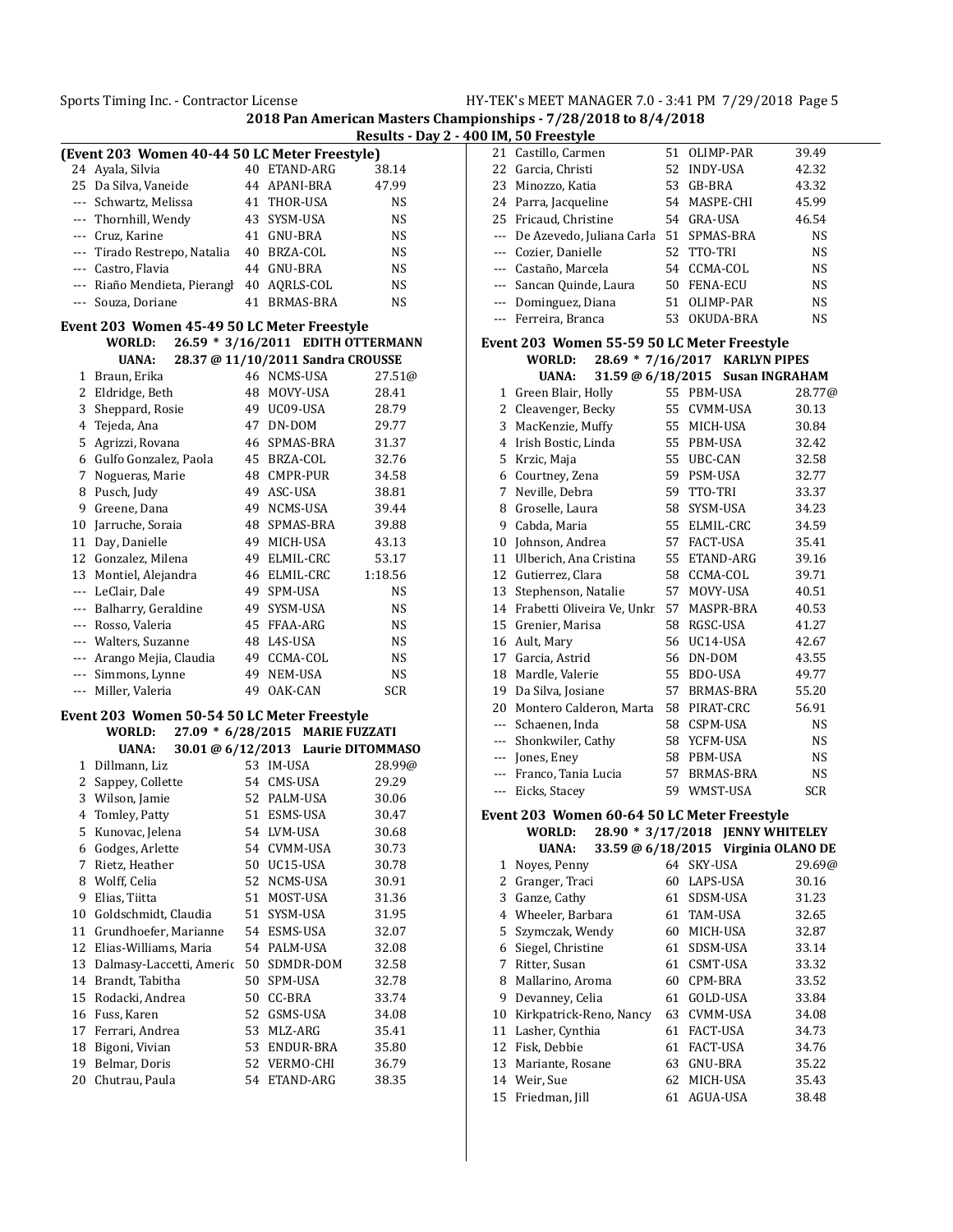## 2018 Pan American Masters Championships - 7/28/2018 to 8/4/2018

### Results - Day 2 - 400 IM, 50 Freestyle

**(Event 203 Women 40-44 50 LC Meter Freestyle)**

| Place | Name | Age | Team | Time |
|---|---|---|---|---|
| 24 | Ayala, Silvia | 40 | ETAND-ARG | 38.14 |
| 25 | Da Silva, Vaneide | 44 | APANI-BRA | 47.99 |
| --- | Schwartz, Melissa | 41 | THOR-USA | NS |
| --- | Thornhill, Wendy | 43 | SYSM-USA | NS |
| --- | Cruz, Karine | 41 | GNU-BRA | NS |
| --- | Tirado Restrepo, Natalia | 40 | BRZA-COL | NS |
| --- | Castro, Flavia | 44 | GNU-BRA | NS |
| --- | Riaño Mendieta, Pierangl | 40 | AQRLS-COL | NS |
| --- | Souza, Doriane | 41 | BRMAS-BRA | NS |

**Event 203 Women 45-49 50 LC Meter Freestyle**

WORLD: 26.59 * 3/16/2011 EDITH OTTERMANN
UANA: 28.37 @ 11/10/2011 Sandra CROUSSE

| Place | Name | Age | Team | Time |
|---|---|---|---|---|
| 1 | Braun, Erika | 46 | NCMS-USA | 27.51@ |
| 2 | Eldridge, Beth | 48 | MOVY-USA | 28.41 |
| 3 | Sheppard, Rosie | 49 | UC09-USA | 28.79 |
| 4 | Tejeda, Ana | 47 | DN-DOM | 29.77 |
| 5 | Agrizzi, Rovana | 46 | SPMAS-BRA | 31.37 |
| 6 | Gulfo Gonzalez, Paola | 45 | BRZA-COL | 32.76 |
| 7 | Nogueras, Marie | 48 | CMPR-PUR | 34.58 |
| 8 | Pusch, Judy | 49 | ASC-USA | 38.81 |
| 9 | Greene, Dana | 49 | NCMS-USA | 39.44 |
| 10 | Jarruche, Soraia | 48 | SPMAS-BRA | 39.88 |
| 11 | Day, Danielle | 49 | MICH-USA | 43.13 |
| 12 | Gonzalez, Milena | 49 | ELMIL-CRC | 53.17 |
| 13 | Montiel, Alejandra | 46 | ELMIL-CRC | 1:18.56 |
| --- | LeClair, Dale | 49 | SPM-USA | NS |
| --- | Balharry, Geraldine | 49 | SYSM-USA | NS |
| --- | Rosso, Valeria | 45 | FFAA-ARG | NS |
| --- | Walters, Suzanne | 48 | L4S-USA | NS |
| --- | Arango Mejia, Claudia | 49 | CCMA-COL | NS |
| --- | Simmons, Lynne | 49 | NEM-USA | NS |
| --- | Miller, Valeria | 49 | OAK-CAN | SCR |

**Event 203 Women 50-54 50 LC Meter Freestyle**

WORLD: 27.09 * 6/28/2015 MARIE FUZZATI
UANA: 30.01 @ 6/12/2013 Laurie DITOMMASO

| Place | Name | Age | Team | Time |
|---|---|---|---|---|
| 1 | Dillmann, Liz | 53 | IM-USA | 28.99@ |
| 2 | Sappey, Collette | 54 | CMS-USA | 29.29 |
| 3 | Wilson, Jamie | 52 | PALM-USA | 30.06 |
| 4 | Tomley, Patty | 51 | ESMS-USA | 30.47 |
| 5 | Kunovac, Jelena | 54 | LVM-USA | 30.68 |
| 6 | Godges, Arlette | 54 | CVMM-USA | 30.73 |
| 7 | Rietz, Heather | 50 | UC15-USA | 30.78 |
| 8 | Wolff, Celia | 52 | NCMS-USA | 30.91 |
| 9 | Elias, Tiitta | 51 | MOST-USA | 31.36 |
| 10 | Goldschmidt, Claudia | 51 | SYSM-USA | 31.95 |
| 11 | Grundhoefer, Marianne | 54 | ESMS-USA | 32.07 |
| 12 | Elias-Williams, Maria | 54 | PALM-USA | 32.08 |
| 13 | Dalmasy-Laccetti, Americ | 50 | SDMDR-DOM | 32.58 |
| 14 | Brandt, Tabitha | 50 | SPM-USA | 32.78 |
| 15 | Rodacki, Andrea | 50 | CC-BRA | 33.74 |
| 16 | Fuss, Karen | 52 | GSMS-USA | 34.08 |
| 17 | Ferrari, Andrea | 53 | MLZ-ARG | 35.41 |
| 18 | Bigoni, Vivian | 53 | ENDUR-BRA | 35.80 |
| 19 | Belmar, Doris | 52 | VERMO-CHI | 36.79 |
| 20 | Chutrau, Paula | 54 | ETAND-ARG | 38.35 |
| 21 | Castillo, Carmen | 51 | OLIMP-PAR | 39.49 |
| 22 | Garcia, Christi | 52 | INDY-USA | 42.32 |
| 23 | Minozzo, Katia | 53 | GB-BRA | 43.32 |
| 24 | Parra, Jacqueline | 54 | MASPE-CHI | 45.99 |
| 25 | Fricaud, Christine | 54 | GRA-USA | 46.54 |
| --- | De Azevedo, Juliana Carla | 51 | SPMAS-BRA | NS |
| --- | Cozier, Danielle | 52 | TTO-TRI | NS |
| --- | Castaño, Marcela | 54 | CCMA-COL | NS |
| --- | Sancan Quinde, Laura | 50 | FENA-ECU | NS |
| --- | Dominguez, Diana | 51 | OLIMP-PAR | NS |
| --- | Ferreira, Branca | 53 | OKUDA-BRA | NS |

**Event 203 Women 55-59 50 LC Meter Freestyle**

WORLD: 28.69 * 7/16/2017 KARLYN PIPES
UANA: 31.59 @ 6/18/2015 Susan INGRAHAM

| Place | Name | Age | Team | Time |
|---|---|---|---|---|
| 1 | Green Blair, Holly | 55 | PBM-USA | 28.77@ |
| 2 | Cleavenger, Becky | 55 | CVMM-USA | 30.13 |
| 3 | MacKenzie, Muffy | 55 | MICH-USA | 30.84 |
| 4 | Irish Bostic, Linda | 55 | PBM-USA | 32.42 |
| 5 | Krzic, Maja | 55 | UBC-CAN | 32.58 |
| 6 | Courtney, Zena | 59 | PSM-USA | 32.77 |
| 7 | Neville, Debra | 59 | TTO-TRI | 33.37 |
| 8 | Groselle, Laura | 58 | SYSM-USA | 34.23 |
| 9 | Cabda, Maria | 55 | ELMIL-CRC | 34.59 |
| 10 | Johnson, Andrea | 57 | FACT-USA | 35.41 |
| 11 | Ulberich, Ana Cristina | 55 | ETAND-ARG | 39.16 |
| 12 | Gutierrez, Clara | 58 | CCMA-COL | 39.71 |
| 13 | Stephenson, Natalie | 57 | MOVY-USA | 40.51 |
| 14 | Frabetti Oliveira Ve, Unkr | 57 | MASPR-BRA | 40.53 |
| 15 | Grenier, Marisa | 58 | RGSC-USA | 41.27 |
| 16 | Ault, Mary | 56 | UC14-USA | 42.67 |
| 17 | Garcia, Astrid | 56 | DN-DOM | 43.55 |
| 18 | Mardle, Valerie | 55 | BDO-USA | 49.77 |
| 19 | Da Silva, Josiane | 57 | BRMAS-BRA | 55.20 |
| 20 | Montero Calderon, Marta | 58 | PIRAT-CRC | 56.91 |
| --- | Schaenen, Inda | 58 | CSPM-USA | NS |
| --- | Shonkwiler, Cathy | 58 | YCFM-USA | NS |
| --- | Jones, Eney | 58 | PBM-USA | NS |
| --- | Franco, Tania Lucia | 57 | BRMAS-BRA | NS |
| --- | Eicks, Stacey | 59 | WMST-USA | SCR |

**Event 203 Women 60-64 50 LC Meter Freestyle**

WORLD: 28.90 * 3/17/2018 JENNY WHITELEY
UANA: 33.59 @ 6/18/2015 Virginia OLANO DE

| Place | Name | Age | Team | Time |
|---|---|---|---|---|
| 1 | Noyes, Penny | 64 | SKY-USA | 29.69@ |
| 2 | Granger, Traci | 60 | LAPS-USA | 30.16 |
| 3 | Ganze, Cathy | 61 | SDSM-USA | 31.23 |
| 4 | Wheeler, Barbara | 61 | TAM-USA | 32.65 |
| 5 | Szymczak, Wendy | 60 | MICH-USA | 32.87 |
| 6 | Siegel, Christine | 61 | SDSM-USA | 33.14 |
| 7 | Ritter, Susan | 61 | CSMT-USA | 33.32 |
| 8 | Mallarino, Aroma | 60 | CPM-BRA | 33.52 |
| 9 | Devanney, Celia | 61 | GOLD-USA | 33.84 |
| 10 | Kirkpatrick-Reno, Nancy | 63 | CVMM-USA | 34.08 |
| 11 | Lasher, Cynthia | 61 | FACT-USA | 34.73 |
| 12 | Fisk, Debbie | 61 | FACT-USA | 34.76 |
| 13 | Mariante, Rosane | 63 | GNU-BRA | 35.22 |
| 14 | Weir, Sue | 62 | MICH-USA | 35.43 |
| 15 | Friedman, Jill | 61 | AGUA-USA | 38.48 |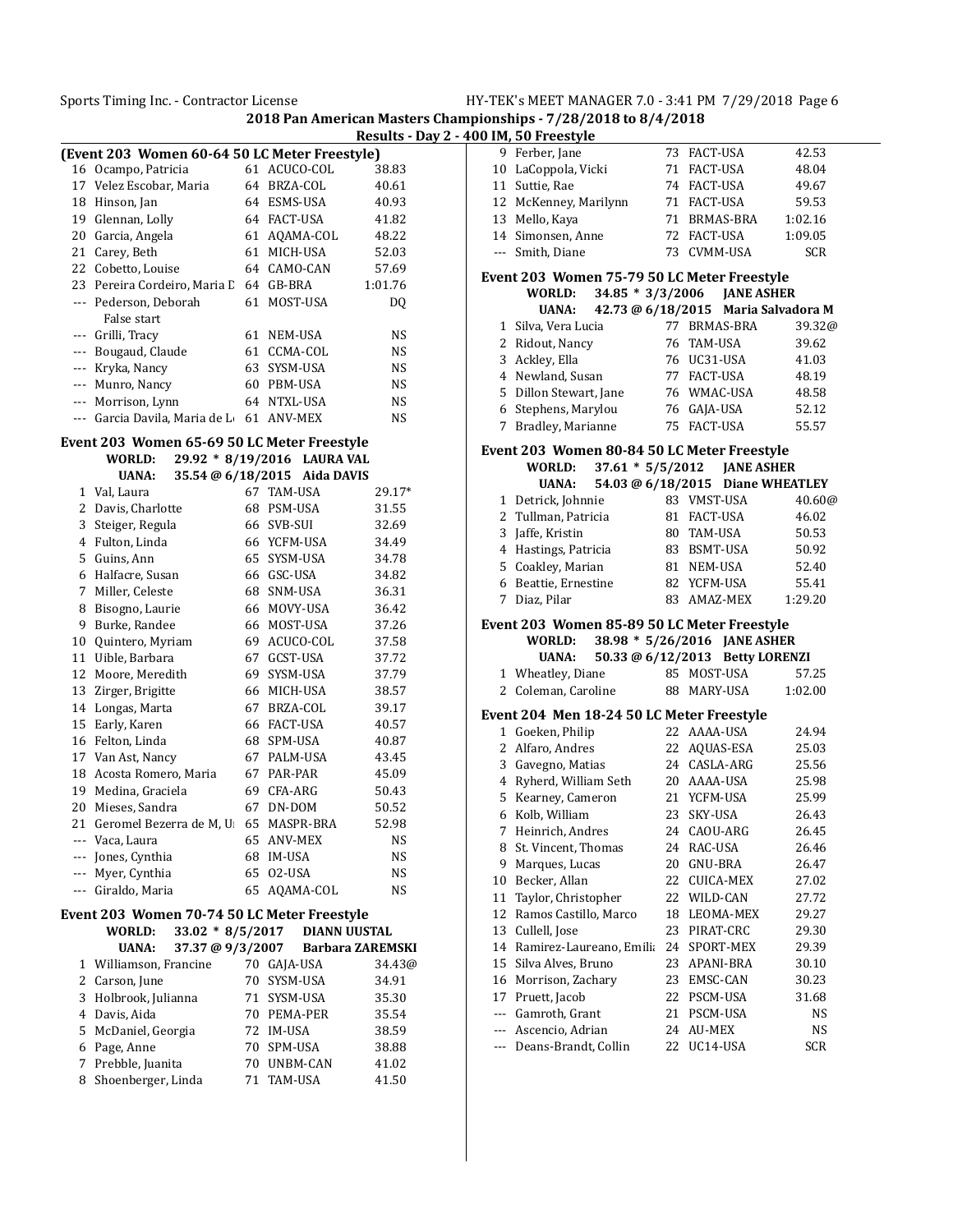## 2018 Pan American Masters Championships - 7/28/2018 to 8/4/2018

### Results - Day 2 - 400 IM, 50 Freestyle

### (Event 203 Women 60-64 50 LC Meter Freestyle)

| Place | Name | Age | Team | Time |
|---|---|---|---|---|
| 16 | Ocampo, Patricia | 61 | ACUCO-COL | 38.83 |
| 17 | Velez Escobar, Maria | 64 | BRZA-COL | 40.61 |
| 18 | Hinson, Jan | 64 | ESMS-USA | 40.93 |
| 19 | Glennan, Lolly | 64 | FACT-USA | 41.82 |
| 20 | Garcia, Angela | 61 | AQAMA-COL | 48.22 |
| 21 | Carey, Beth | 61 | MICH-USA | 52.03 |
| 22 | Cobetto, Louise | 64 | CAMO-CAN | 57.69 |
| 23 | Pereira Cordeiro, Maria D | 64 | GB-BRA | 1:01.76 |
| --- | Pederson, Deborah | 61 | MOST-USA | DQ |
| | False start | | | |
| --- | Grilli, Tracy | 61 | NEM-USA | NS |
| --- | Bougaud, Claude | 61 | CCMA-COL | NS |
| --- | Kryka, Nancy | 63 | SYSM-USA | NS |
| --- | Munro, Nancy | 60 | PBM-USA | NS |
| --- | Morrison, Lynn | 64 | NTXL-USA | NS |
| --- | Garcia Davila, Maria de L | 61 | ANV-MEX | NS |

### Event 203 Women 65-69 50 LC Meter Freestyle

WORLD: 29.92 * 8/19/2016 LAURA VAL
UANA: 35.54 @ 6/18/2015 Aida DAVIS

| Place | Name | Age | Team | Time |
|---|---|---|---|---|
| 1 | Val, Laura | 67 | TAM-USA | 29.17* |
| 2 | Davis, Charlotte | 68 | PSM-USA | 31.55 |
| 3 | Steiger, Regula | 66 | SVB-SUI | 32.69 |
| 4 | Fulton, Linda | 66 | YCFM-USA | 34.49 |
| 5 | Guins, Ann | 65 | SYSM-USA | 34.78 |
| 6 | Halfacre, Susan | 66 | GSC-USA | 34.82 |
| 7 | Miller, Celeste | 68 | SNM-USA | 36.31 |
| 8 | Bisogno, Laurie | 66 | MOVY-USA | 36.42 |
| 9 | Burke, Randee | 66 | MOST-USA | 37.26 |
| 10 | Quintero, Myriam | 69 | ACUCO-COL | 37.58 |
| 11 | Uible, Barbara | 67 | GCST-USA | 37.72 |
| 12 | Moore, Meredith | 69 | SYSM-USA | 37.79 |
| 13 | Zirger, Brigitte | 66 | MICH-USA | 38.57 |
| 14 | Longas, Marta | 67 | BRZA-COL | 39.17 |
| 15 | Early, Karen | 66 | FACT-USA | 40.57 |
| 16 | Felton, Linda | 68 | SPM-USA | 40.87 |
| 17 | Van Ast, Nancy | 67 | PALM-USA | 43.45 |
| 18 | Acosta Romero, Maria | 67 | PAR-PAR | 45.09 |
| 19 | Medina, Graciela | 69 | CFA-ARG | 50.43 |
| 20 | Mieses, Sandra | 67 | DN-DOM | 50.52 |
| 21 | Geromel Bezerra de M, U | 65 | MASPR-BRA | 52.98 |
| --- | Vaca, Laura | 65 | ANV-MEX | NS |
| --- | Jones, Cynthia | 68 | IM-USA | NS |
| --- | Myer, Cynthia | 65 | O2-USA | NS |
| --- | Giraldo, Maria | 65 | AQAMA-COL | NS |

### Event 203 Women 70-74 50 LC Meter Freestyle

WORLD: 33.02 * 8/5/2017 DIANN UUSTAL
UANA: 37.37 @ 9/3/2007 Barbara ZAREMSKI

| Place | Name | Age | Team | Time |
|---|---|---|---|---|
| 1 | Williamson, Francine | 70 | GAJA-USA | 34.43@ |
| 2 | Carson, June | 70 | SYSM-USA | 34.91 |
| 3 | Holbrook, Julianna | 71 | SYSM-USA | 35.30 |
| 4 | Davis, Aida | 70 | PEMA-PER | 35.54 |
| 5 | McDaniel, Georgia | 72 | IM-USA | 38.59 |
| 6 | Page, Anne | 70 | SPM-USA | 38.88 |
| 7 | Prebble, Juanita | 70 | UNBM-CAN | 41.02 |
| 8 | Shoenberger, Linda | 71 | TAM-USA | 41.50 |
| 9 | Ferber, Jane | 73 | FACT-USA | 42.53 |
| 10 | LaCoppola, Vicki | 71 | FACT-USA | 48.04 |
| 11 | Suttie, Rae | 74 | FACT-USA | 49.67 |
| 12 | McKenney, Marilynn | 71 | FACT-USA | 59.53 |
| 13 | Mello, Kaya | 71 | BRMAS-BRA | 1:02.16 |
| 14 | Simonsen, Anne | 72 | FACT-USA | 1:09.05 |
| --- | Smith, Diane | 73 | CVMM-USA | SCR |

### Event 203 Women 75-79 50 LC Meter Freestyle

WORLD: 34.85 * 3/3/2006 JANE ASHER
UANA: 42.73 @ 6/18/2015 Maria Salvadora M

| Place | Name | Age | Team | Time |
|---|---|---|---|---|
| 1 | Silva, Vera Lucia | 77 | BRMAS-BRA | 39.32@ |
| 2 | Ridout, Nancy | 76 | TAM-USA | 39.62 |
| 3 | Ackley, Ella | 76 | UC31-USA | 41.03 |
| 4 | Newland, Susan | 77 | FACT-USA | 48.19 |
| 5 | Dillon Stewart, Jane | 76 | WMAC-USA | 48.58 |
| 6 | Stephens, Marylou | 76 | GAJA-USA | 52.12 |
| 7 | Bradley, Marianne | 75 | FACT-USA | 55.57 |

### Event 203 Women 80-84 50 LC Meter Freestyle

WORLD: 37.61 * 5/5/2012 JANE ASHER
UANA: 54.03 @ 6/18/2015 Diane WHEATLEY

| Place | Name | Age | Team | Time |
|---|---|---|---|---|
| 1 | Detrick, Johnnie | 83 | VMST-USA | 40.60@ |
| 2 | Tullman, Patricia | 81 | FACT-USA | 46.02 |
| 3 | Jaffe, Kristin | 80 | TAM-USA | 50.53 |
| 4 | Hastings, Patricia | 83 | BSMT-USA | 50.92 |
| 5 | Coakley, Marian | 81 | NEM-USA | 52.40 |
| 6 | Beattie, Ernestine | 82 | YCFM-USA | 55.41 |
| 7 | Diaz, Pilar | 83 | AMAZ-MEX | 1:29.20 |

### Event 203 Women 85-89 50 LC Meter Freestyle

WORLD: 38.98 * 5/26/2016 JANE ASHER
UANA: 50.33 @ 6/12/2013 Betty LORENZI

| Place | Name | Age | Team | Time |
|---|---|---|---|---|
| 1 | Wheatley, Diane | 85 | MOST-USA | 57.25 |
| 2 | Coleman, Caroline | 88 | MARY-USA | 1:02.00 |

### Event 204 Men 18-24 50 LC Meter Freestyle

| Place | Name | Age | Team | Time |
|---|---|---|---|---|
| 1 | Goeken, Philip | 22 | AAAA-USA | 24.94 |
| 2 | Alfaro, Andres | 22 | AQUAS-ESA | 25.03 |
| 3 | Gavegno, Matias | 24 | CASLA-ARG | 25.56 |
| 4 | Ryherd, William Seth | 20 | AAAA-USA | 25.98 |
| 5 | Kearney, Cameron | 21 | YCFM-USA | 25.99 |
| 6 | Kolb, William | 23 | SKY-USA | 26.43 |
| 7 | Heinrich, Andres | 24 | CAOU-ARG | 26.45 |
| 8 | St. Vincent, Thomas | 24 | RAC-USA | 26.46 |
| 9 | Marques, Lucas | 20 | GNU-BRA | 26.47 |
| 10 | Becker, Allan | 22 | CUICA-MEX | 27.02 |
| 11 | Taylor, Christopher | 22 | WILD-CAN | 27.72 |
| 12 | Ramos Castillo, Marco | 18 | LEOMA-MEX | 29.27 |
| 13 | Cullell, Jose | 23 | PIRAT-CRC | 29.30 |
| 14 | Ramirez-Laureano, Emilia | 24 | SPORT-MEX | 29.39 |
| 15 | Silva Alves, Bruno | 23 | APANI-BRA | 30.10 |
| 16 | Morrison, Zachary | 23 | EMSC-CAN | 30.23 |
| 17 | Pruett, Jacob | 22 | PSCM-USA | 31.68 |
| --- | Gamroth, Grant | 21 | PSCM-USA | NS |
| --- | Ascencio, Adrian | 24 | AU-MEX | NS |
| --- | Deans-Brandt, Collin | 22 | UC14-USA | SCR |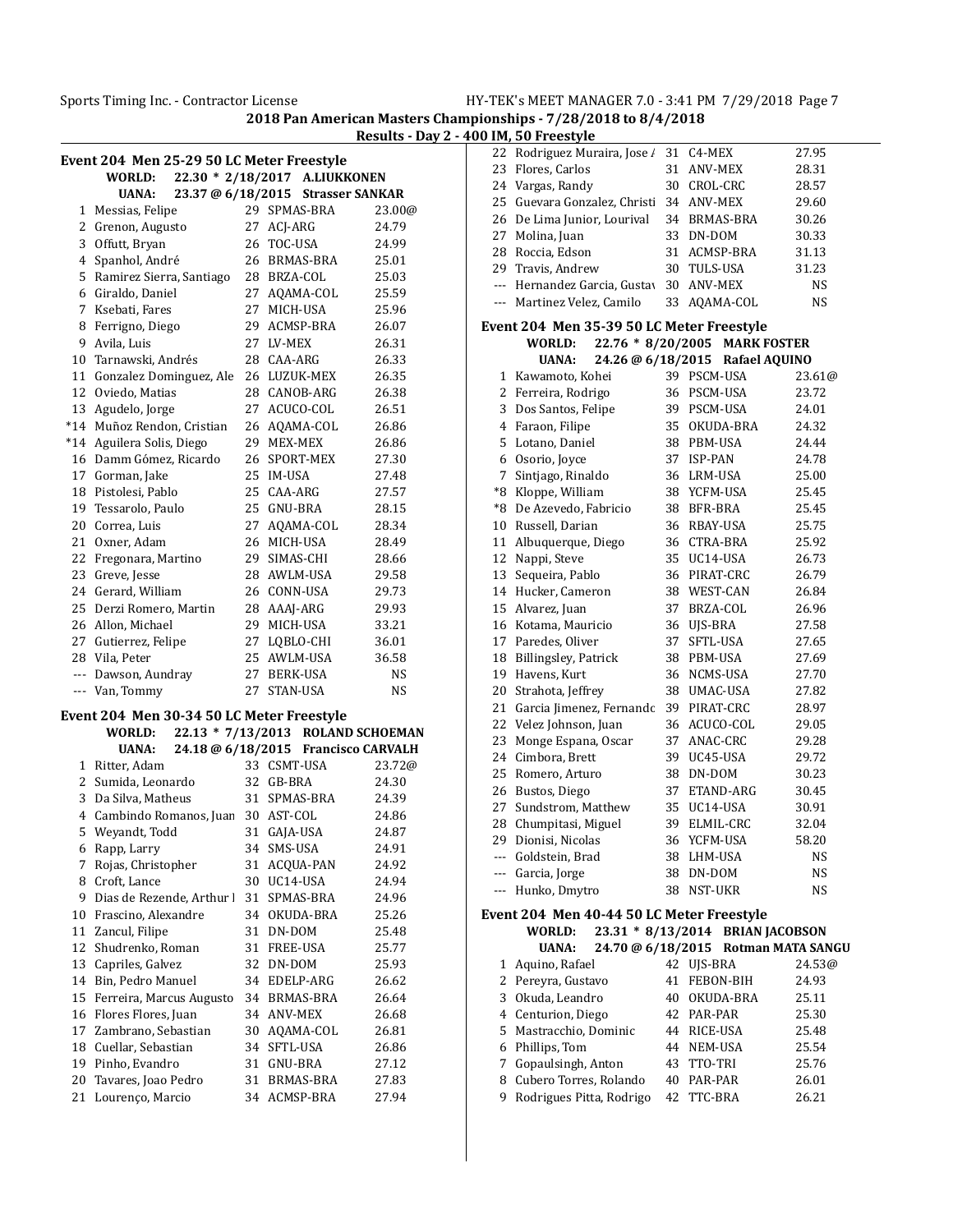2018 Pan American Masters Championships - 7/28/2018 to 8/4/2018

Results - Day 2 - 400 IM, 50 Freestyle

### Event 204 Men 25-29 50 LC Meter Freestyle

WORLD: 22.30 * 2/18/2017 A.LIUKKONEN

UANA: 23.37 @ 6/18/2015 Strasser SANKAR

| Place | Name | Age | Team | Time |
|---|---|---|---|---|
| 1 | Messias, Felipe | 29 | SPMAS-BRA | 23.00@ |
| 2 | Grenon, Augusto | 27 | ACJ-ARG | 24.79 |
| 3 | Offutt, Bryan | 26 | TOC-USA | 24.99 |
| 4 | Spanhol, André | 26 | BRMAS-BRA | 25.01 |
| 5 | Ramirez Sierra, Santiago | 28 | BRZA-COL | 25.03 |
| 6 | Giraldo, Daniel | 27 | AQAMA-COL | 25.59 |
| 7 | Ksebati, Fares | 27 | MICH-USA | 25.96 |
| 8 | Ferrigno, Diego | 29 | ACMSP-BRA | 26.07 |
| 9 | Avila, Luis | 27 | LV-MEX | 26.31 |
| 10 | Tarnawski, Andrés | 28 | CAA-ARG | 26.33 |
| 11 | Gonzalez Dominguez, Ale | 26 | LUZUK-MEX | 26.35 |
| 12 | Oviedo, Matias | 28 | CANOB-ARG | 26.38 |
| 13 | Agudelo, Jorge | 27 | ACUCO-COL | 26.51 |
| *14 | Muñoz Rendon, Cristian | 26 | AQAMA-COL | 26.86 |
| *14 | Aguilera Solis, Diego | 29 | MEX-MEX | 26.86 |
| 16 | Damm Gómez, Ricardo | 26 | SPORT-MEX | 27.30 |
| 17 | Gorman, Jake | 25 | IM-USA | 27.48 |
| 18 | Pistolesi, Pablo | 25 | CAA-ARG | 27.57 |
| 19 | Tessarolo, Paulo | 25 | GNU-BRA | 28.15 |
| 20 | Correa, Luis | 27 | AQAMA-COL | 28.34 |
| 21 | Oxner, Adam | 26 | MICH-USA | 28.49 |
| 22 | Fregonara, Martino | 29 | SIMAS-CHI | 28.66 |
| 23 | Greve, Jesse | 28 | AWLM-USA | 29.58 |
| 24 | Gerard, William | 26 | CONN-USA | 29.73 |
| 25 | Derzi Romero, Martin | 28 | AAAJ-ARG | 29.93 |
| 26 | Allon, Michael | 29 | MICH-USA | 33.21 |
| 27 | Gutierrez, Felipe | 27 | LQBLO-CHI | 36.01 |
| 28 | Vila, Peter | 25 | AWLM-USA | 36.58 |
| --- | Dawson, Aundray | 27 | BERK-USA | NS |
| --- | Van, Tommy | 27 | STAN-USA | NS |

### Event 204 Men 30-34 50 LC Meter Freestyle

WORLD: 22.13 * 7/13/2013 ROLAND SCHOEMAN

UANA: 24.18 @ 6/18/2015 Francisco CARVALH

| Place | Name | Age | Team | Time |
|---|---|---|---|---|
| 1 | Ritter, Adam | 33 | CSMT-USA | 23.72@ |
| 2 | Sumida, Leonardo | 32 | GB-BRA | 24.30 |
| 3 | Da Silva, Matheus | 31 | SPMAS-BRA | 24.39 |
| 4 | Cambindo Romanos, Juan | 30 | AST-COL | 24.86 |
| 5 | Weyandt, Todd | 31 | GAJA-USA | 24.87 |
| 6 | Rapp, Larry | 34 | SMS-USA | 24.91 |
| 7 | Rojas, Christopher | 31 | ACQUA-PAN | 24.92 |
| 8 | Croft, Lance | 30 | UC14-USA | 24.94 |
| 9 | Dias de Rezende, Arthur l | 31 | SPMAS-BRA | 24.96 |
| 10 | Frascino, Alexandre | 34 | OKUDA-BRA | 25.26 |
| 11 | Zancul, Filipe | 31 | DN-DOM | 25.48 |
| 12 | Shudrenko, Roman | 31 | FREE-USA | 25.77 |
| 13 | Capriles, Galvez | 32 | DN-DOM | 25.93 |
| 14 | Bin, Pedro Manuel | 34 | EDELP-ARG | 26.62 |
| 15 | Ferreira, Marcus Augusto | 34 | BRMAS-BRA | 26.64 |
| 16 | Flores Flores, Juan | 34 | ANV-MEX | 26.68 |
| 17 | Zambrano, Sebastian | 30 | AQAMA-COL | 26.81 |
| 18 | Cuellar, Sebastian | 34 | SFTL-USA | 26.86 |
| 19 | Pinho, Evandro | 31 | GNU-BRA | 27.12 |
| 20 | Tavares, Joao Pedro | 31 | BRMAS-BRA | 27.83 |
| 21 | Lourenço, Marcio | 34 | ACMSP-BRA | 27.94 |
| 22 | Rodriguez Muraira, Jose A | 31 | C4-MEX | 27.95 |
| 23 | Flores, Carlos | 31 | ANV-MEX | 28.31 |
| 24 | Vargas, Randy | 30 | CROL-CRC | 28.57 |
| 25 | Guevara Gonzalez, Christi | 34 | ANV-MEX | 29.60 |
| 26 | De Lima Junior, Lourival | 34 | BRMAS-BRA | 30.26 |
| 27 | Molina, Juan | 33 | DN-DOM | 30.33 |
| 28 | Roccia, Edson | 31 | ACMSP-BRA | 31.13 |
| 29 | Travis, Andrew | 30 | TULS-USA | 31.23 |
| --- | Hernandez Garcia, Gustav | 30 | ANV-MEX | NS |
| --- | Martinez Velez, Camilo | 33 | AQAMA-COL | NS |

### Event 204 Men 35-39 50 LC Meter Freestyle

WORLD: 22.76 * 8/20/2005 MARK FOSTER

UANA: 24.26 @ 6/18/2015 Rafael AQUINO

| Place | Name | Age | Team | Time |
|---|---|---|---|---|
| 1 | Kawamoto, Kohei | 39 | PSCM-USA | 23.61@ |
| 2 | Ferreira, Rodrigo | 36 | PSCM-USA | 23.72 |
| 3 | Dos Santos, Felipe | 39 | PSCM-USA | 24.01 |
| 4 | Faraon, Filipe | 35 | OKUDA-BRA | 24.32 |
| 5 | Lotano, Daniel | 38 | PBM-USA | 24.44 |
| 6 | Osorio, Joyce | 37 | ISP-PAN | 24.78 |
| 7 | Sintjago, Rinaldo | 36 | LRM-USA | 25.00 |
| *8 | Kloppe, William | 38 | YCFM-USA | 25.45 |
| *8 | De Azevedo, Fabricio | 38 | BFR-BRA | 25.45 |
| 10 | Russell, Darian | 36 | RBAY-USA | 25.75 |
| 11 | Albuquerque, Diego | 36 | CTRA-BRA | 25.92 |
| 12 | Nappi, Steve | 35 | UC14-USA | 26.73 |
| 13 | Sequeira, Pablo | 36 | PIRAT-CRC | 26.79 |
| 14 | Hucker, Cameron | 38 | WEST-CAN | 26.84 |
| 15 | Alvarez, Juan | 37 | BRZA-COL | 26.96 |
| 16 | Kotama, Mauricio | 36 | UJS-BRA | 27.58 |
| 17 | Paredes, Oliver | 37 | SFTL-USA | 27.65 |
| 18 | Billingsley, Patrick | 38 | PBM-USA | 27.69 |
| 19 | Havens, Kurt | 36 | NCMS-USA | 27.70 |
| 20 | Strahota, Jeffrey | 38 | UMAC-USA | 27.82 |
| 21 | Garcia Jimenez, Fernando | 39 | PIRAT-CRC | 28.97 |
| 22 | Velez Johnson, Juan | 36 | ACUCO-COL | 29.05 |
| 23 | Monge Espana, Oscar | 37 | ANAC-CRC | 29.28 |
| 24 | Cimbora, Brett | 39 | UC45-USA | 29.72 |
| 25 | Romero, Arturo | 38 | DN-DOM | 30.23 |
| 26 | Bustos, Diego | 37 | ETAND-ARG | 30.45 |
| 27 | Sundstrom, Matthew | 35 | UC14-USA | 30.91 |
| 28 | Chumpitasi, Miguel | 39 | ELMIL-CRC | 32.04 |
| 29 | Dionisi, Nicolas | 36 | YCFM-USA | 58.20 |
| --- | Goldstein, Brad | 38 | LHM-USA | NS |
| --- | Garcia, Jorge | 38 | DN-DOM | NS |
| --- | Hunko, Dmytro | 38 | NST-UKR | NS |

### Event 204 Men 40-44 50 LC Meter Freestyle

WORLD: 23.31 * 8/13/2014 BRIAN JACOBSON

UANA: 24.70 @ 6/18/2015 Rotman MATA SANGU

| Place | Name | Age | Team | Time |
|---|---|---|---|---|
| 1 | Aquino, Rafael | 42 | UJS-BRA | 24.53@ |
| 2 | Pereyra, Gustavo | 41 | FEBON-BIH | 24.93 |
| 3 | Okuda, Leandro | 40 | OKUDA-BRA | 25.11 |
| 4 | Centurion, Diego | 42 | PAR-PAR | 25.30 |
| 5 | Mastracchio, Dominic | 44 | RICE-USA | 25.48 |
| 6 | Phillips, Tom | 44 | NEM-USA | 25.54 |
| 7 | Gopaulsingh, Anton | 43 | TTO-TRI | 25.76 |
| 8 | Cubero Torres, Rolando | 40 | PAR-PAR | 26.01 |
| 9 | Rodrigues Pitta, Rodrigo | 42 | TTC-BRA | 26.21 |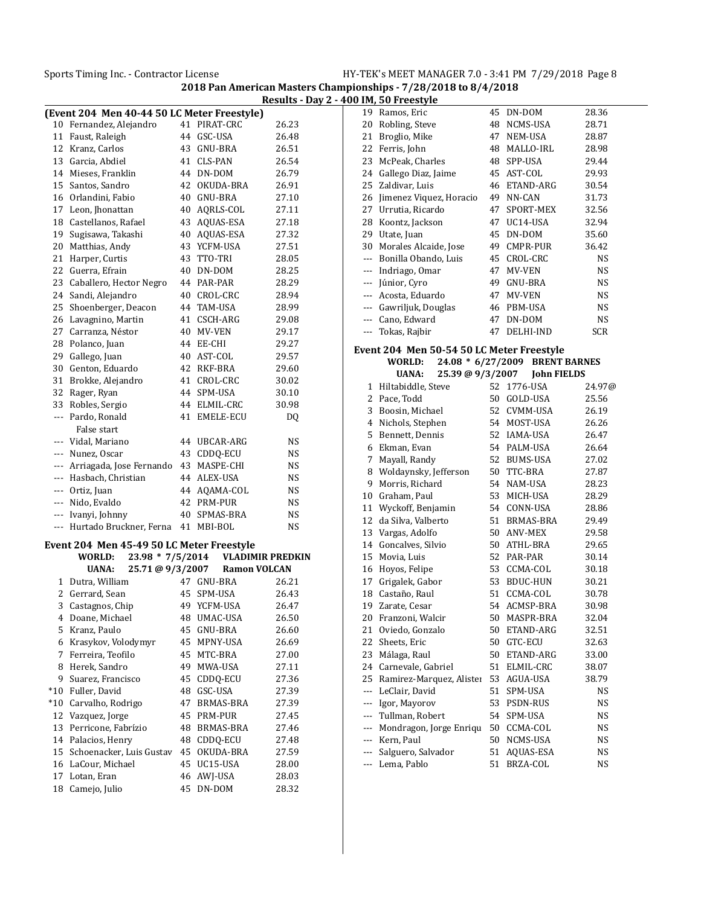2018 Pan American Masters Championships - 7/28/2018 to 8/4/2018

Results - Day 2 - 400 IM, 50 Freestyle

### (Event 204 Men 40-44 50 LC Meter Freestyle)

| | Name | Age | Team | Finals Time |
|---|---|---|---|---|
| 10 | Fernandez, Alejandro | 41 | PIRAT-CRC | 26.23 |
| 11 | Faust, Raleigh | 44 | GSC-USA | 26.48 |
| 12 | Kranz, Carlos | 43 | GNU-BRA | 26.51 |
| 13 | Garcia, Abdiel | 41 | CLS-PAN | 26.54 |
| 14 | Mieses, Franklin | 44 | DN-DOM | 26.79 |
| 15 | Santos, Sandro | 42 | OKUDA-BRA | 26.91 |
| 16 | Orlandini, Fabio | 40 | GNU-BRA | 27.10 |
| 17 | Leon, Jhonattan | 40 | AQRLS-COL | 27.11 |
| 18 | Castellanos, Rafael | 43 | AQUAS-ESA | 27.18 |
| 19 | Sugisawa, Takashi | 40 | AQUAS-ESA | 27.32 |
| 20 | Matthias, Andy | 43 | YCFM-USA | 27.51 |
| 21 | Harper, Curtis | 43 | TTO-TRI | 28.05 |
| 22 | Guerra, Efrain | 40 | DN-DOM | 28.25 |
| 23 | Caballero, Hector Negro | 44 | PAR-PAR | 28.29 |
| 24 | Sandi, Alejandro | 40 | CROL-CRC | 28.94 |
| 25 | Shoenberger, Deacon | 44 | TAM-USA | 28.99 |
| 26 | Lavagnino, Martin | 41 | CSCH-ARG | 29.08 |
| 27 | Carranza, Néstor | 40 | MV-VEN | 29.17 |
| 28 | Polanco, Juan | 44 | EE-CHI | 29.27 |
| 29 | Gallego, Juan | 40 | AST-COL | 29.57 |
| 30 | Genton, Eduardo | 42 | RKF-BRA | 29.60 |
| 31 | Brokke, Alejandro | 41 | CROL-CRC | 30.02 |
| 32 | Rager, Ryan | 44 | SPM-USA | 30.10 |
| 33 | Robles, Sergio | 44 | ELMIL-CRC | 30.98 |
| --- | Pardo, Ronald | 41 | EMELE-ECU | DQ |
| | False start | | | |
| --- | Vidal, Mariano | 44 | UBCAR-ARG | NS |
| --- | Nunez, Oscar | 43 | CDDQ-ECU | NS |
| --- | Arriagada, Jose Fernando | 43 | MASPE-CHI | NS |
| --- | Hasbach, Christian | 44 | ALEX-USA | NS |
| --- | Ortiz, Juan | 44 | AQAMA-COL | NS |
| --- | Nido, Evaldo | 42 | PRM-PUR | NS |
| --- | Ivanyi, Johnny | 40 | SPMAS-BRA | NS |
| --- | Hurtado Bruckner, Ferna | 41 | MBI-BOL | NS |

### Event 204 Men 45-49 50 LC Meter Freestyle

**WORLD:** 23.98 * 7/5/2014 **VLADIMIR PREDKIN**
**UANA:** 25.71 @ 9/3/2007 **Ramon VOLCAN**

| | Name | Age | Team | Finals Time |
|---|---|---|---|---|
| 1 | Dutra, William | 47 | GNU-BRA | 26.21 |
| 2 | Gerrard, Sean | 45 | SPM-USA | 26.43 |
| 3 | Castagnos, Chip | 49 | YCFM-USA | 26.47 |
| 4 | Doane, Michael | 48 | UMAC-USA | 26.50 |
| 5 | Kranz, Paulo | 45 | GNU-BRA | 26.60 |
| 6 | Krasykov, Volodymyr | 45 | MPNY-USA | 26.69 |
| 7 | Ferreira, Teofilo | 45 | MTC-BRA | 27.00 |
| 8 | Herek, Sandro | 49 | MWA-USA | 27.11 |
| 9 | Suarez, Francisco | 45 | CDDQ-ECU | 27.36 |
| *10 | Fuller, David | 48 | GSC-USA | 27.39 |
| *10 | Carvalho, Rodrigo | 47 | BRMAS-BRA | 27.39 |
| 12 | Vazquez, Jorge | 45 | PRM-PUR | 27.45 |
| 13 | Perricone, Fabrízio | 48 | BRMAS-BRA | 27.46 |
| 14 | Palacios, Henry | 48 | CDDQ-ECU | 27.48 |
| 15 | Schoenacker, Luis Gustav | 45 | OKUDA-BRA | 27.59 |
| 16 | LaCour, Michael | 45 | UC15-USA | 28.00 |
| 17 | Lotan, Eran | 46 | AWJ-USA | 28.03 |
| 18 | Camejo, Julio | 45 | DN-DOM | 28.32 |
| 19 | Ramos, Eric | 45 | DN-DOM | 28.36 |
| 20 | Robling, Steve | 48 | NCMS-USA | 28.71 |
| 21 | Broglio, Mike | 47 | NEM-USA | 28.87 |
| 22 | Ferris, John | 48 | MALLO-IRL | 28.98 |
| 23 | McPeak, Charles | 48 | SPP-USA | 29.44 |
| 24 | Gallego Diaz, Jaime | 45 | AST-COL | 29.93 |
| 25 | Zaldivar, Luis | 46 | ETAND-ARG | 30.54 |
| 26 | Jimenez Viquez, Horacio | 49 | NN-CAN | 31.73 |
| 27 | Urrutia, Ricardo | 47 | SPORT-MEX | 32.56 |
| 28 | Koontz, Jackson | 47 | UC14-USA | 32.94 |
| 29 | Utate, Juan | 45 | DN-DOM | 35.60 |
| 30 | Morales Alcaide, Jose | 49 | CMPR-PUR | 36.42 |
| --- | Bonilla Obando, Luis | 45 | CROL-CRC | NS |
| --- | Indriago, Omar | 47 | MV-VEN | NS |
| --- | Júnior, Cyro | 49 | GNU-BRA | NS |
| --- | Acosta, Eduardo | 47 | MV-VEN | NS |
| --- | Gawriljuk, Douglas | 46 | PBM-USA | NS |
| --- | Cano, Edward | 47 | DN-DOM | NS |
| --- | Tokas, Rajbir | 47 | DELHI-IND | SCR |

### Event 204 Men 50-54 50 LC Meter Freestyle

**WORLD:** 24.08 * 6/27/2009 **BRENT BARNES**
**UANA:** 25.39 @ 9/3/2007 **John FIELDS**

| | Name | Age | Team | Finals Time |
|---|---|---|---|---|
| 1 | Hiltabiddle, Steve | 52 | 1776-USA | 24.97@ |
| 2 | Pace, Todd | 50 | GOLD-USA | 25.56 |
| 3 | Boosin, Michael | 52 | CVMM-USA | 26.19 |
| 4 | Nichols, Stephen | 54 | MOST-USA | 26.26 |
| 5 | Bennett, Dennis | 52 | IAMA-USA | 26.47 |
| 6 | Ekman, Evan | 54 | PALM-USA | 26.64 |
| 7 | Mayall, Randy | 52 | BUMS-USA | 27.02 |
| 8 | Woldaynsky, Jefferson | 50 | TTC-BRA | 27.87 |
| 9 | Morris, Richard | 54 | NAM-USA | 28.23 |
| 10 | Graham, Paul | 53 | MICH-USA | 28.29 |
| 11 | Wyckoff, Benjamin | 54 | CONN-USA | 28.86 |
| 12 | da Silva, Valberto | 51 | BRMAS-BRA | 29.49 |
| 13 | Vargas, Adolfo | 50 | ANV-MEX | 29.58 |
| 14 | Goncalves, Silvio | 50 | ATHL-BRA | 29.65 |
| 15 | Movia, Luis | 52 | PAR-PAR | 30.14 |
| 16 | Hoyos, Felipe | 53 | CCMA-COL | 30.18 |
| 17 | Grigalek, Gabor | 53 | BDUC-HUN | 30.21 |
| 18 | Castaño, Raul | 51 | CCMA-COL | 30.78 |
| 19 | Zarate, Cesar | 54 | ACMSP-BRA | 30.98 |
| 20 | Franzoni, Walcir | 50 | MASPR-BRA | 32.04 |
| 21 | Oviedo, Gonzalo | 50 | ETAND-ARG | 32.51 |
| 22 | Sheets, Eric | 50 | GTC-ECU | 32.63 |
| 23 | Málaga, Raul | 50 | ETAND-ARG | 33.00 |
| 24 | Carnevale, Gabriel | 51 | ELMIL-CRC | 38.07 |
| 25 | Ramirez-Marquez, Alister | 53 | AGUA-USA | 38.79 |
| --- | LeClair, David | 51 | SPM-USA | NS |
| --- | Igor, Mayorov | 53 | PSDN-RUS | NS |
| --- | Tullman, Robert | 54 | SPM-USA | NS |
| --- | Mondragon, Jorge Enriqu | 50 | CCMA-COL | NS |
| --- | Kern, Paul | 50 | NCMS-USA | NS |
| --- | Salguero, Salvador | 51 | AQUAS-ESA | NS |
| --- | Lema, Pablo | 51 | BRZA-COL | NS |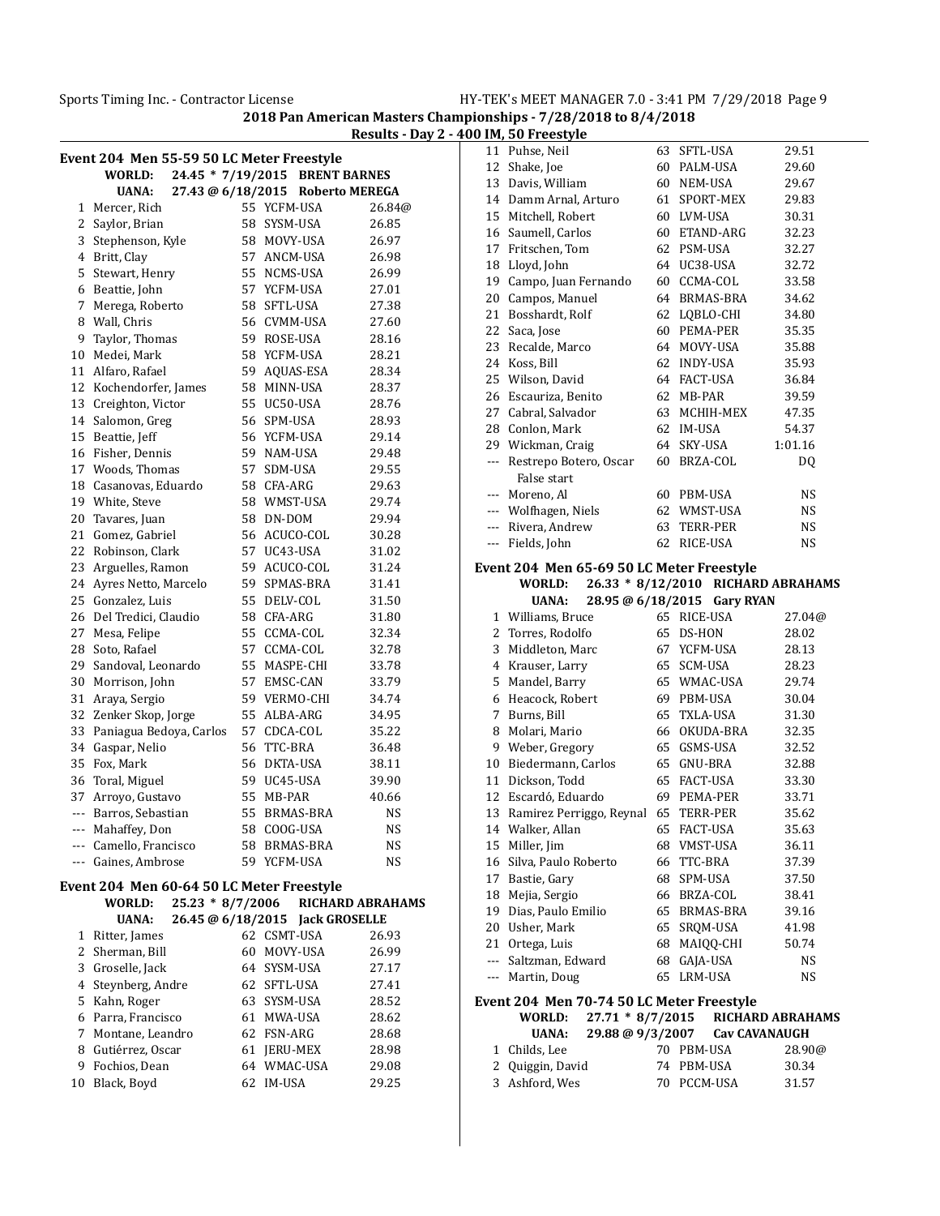## Results - Day 2 - 400 IM, 50 Freestyle

### Event 204 Men 55-59 50 LC Meter Freestyle

WORLD: 24.45 * 7/19/2015 BRENT BARNES
UANA: 27.43 @ 6/18/2015 Roberto MEREGA

| | Name | Age | Team | Time |
|---|---|---|---|---|
| 1 | Mercer, Rich | 55 | YCFM-USA | 26.84@ |
| 2 | Saylor, Brian | 58 | SYSM-USA | 26.85 |
| 3 | Stephenson, Kyle | 58 | MOVY-USA | 26.97 |
| 4 | Britt, Clay | 57 | ANCM-USA | 26.98 |
| 5 | Stewart, Henry | 55 | NCMS-USA | 26.99 |
| 6 | Beattie, John | 57 | YCFM-USA | 27.01 |
| 7 | Merega, Roberto | 58 | SFTL-USA | 27.38 |
| 8 | Wall, Chris | 56 | CVMM-USA | 27.60 |
| 9 | Taylor, Thomas | 59 | ROSE-USA | 28.16 |
| 10 | Medei, Mark | 58 | YCFM-USA | 28.21 |
| 11 | Alfaro, Rafael | 59 | AQUAS-ESA | 28.34 |
| 12 | Kochendorfer, James | 58 | MINN-USA | 28.37 |
| 13 | Creighton, Victor | 55 | UC50-USA | 28.76 |
| 14 | Salomon, Greg | 56 | SPM-USA | 28.93 |
| 15 | Beattie, Jeff | 56 | YCFM-USA | 29.14 |
| 16 | Fisher, Dennis | 59 | NAM-USA | 29.48 |
| 17 | Woods, Thomas | 57 | SDM-USA | 29.55 |
| 18 | Casanovas, Eduardo | 58 | CFA-ARG | 29.63 |
| 19 | White, Steve | 58 | WMST-USA | 29.74 |
| 20 | Tavares, Juan | 58 | DN-DOM | 29.94 |
| 21 | Gomez, Gabriel | 56 | ACUCO-COL | 30.28 |
| 22 | Robinson, Clark | 57 | UC43-USA | 31.02 |
| 23 | Arguelles, Ramon | 59 | ACUCO-COL | 31.24 |
| 24 | Ayres Netto, Marcelo | 59 | SPMAS-BRA | 31.41 |
| 25 | Gonzalez, Luis | 55 | DELV-COL | 31.50 |
| 26 | Del Tredici, Claudio | 58 | CFA-ARG | 31.80 |
| 27 | Mesa, Felipe | 55 | CCMA-COL | 32.34 |
| 28 | Soto, Rafael | 57 | CCMA-COL | 32.78 |
| 29 | Sandoval, Leonardo | 55 | MASPE-CHI | 33.78 |
| 30 | Morrison, John | 57 | EMSC-CAN | 33.79 |
| 31 | Araya, Sergio | 59 | VERMO-CHI | 34.74 |
| 32 | Zenker Skop, Jorge | 55 | ALBA-ARG | 34.95 |
| 33 | Paniagua Bedoya, Carlos | 57 | CDCA-COL | 35.22 |
| 34 | Gaspar, Nelio | 56 | TTC-BRA | 36.48 |
| 35 | Fox, Mark | 56 | DKTA-USA | 38.11 |
| 36 | Toral, Miguel | 59 | UC45-USA | 39.90 |
| 37 | Arroyo, Gustavo | 55 | MB-PAR | 40.66 |
| --- | Barros, Sebastian | 55 | BRMAS-BRA | NS |
| --- | Mahaffey, Don | 58 | COOG-USA | NS |
| --- | Camello, Francisco | 58 | BRMAS-BRA | NS |
| --- | Gaines, Ambrose | 59 | YCFM-USA | NS |

### Event 204 Men 60-64 50 LC Meter Freestyle

WORLD: 25.23 * 8/7/2006 RICHARD ABRAHAMS
UANA: 26.45 @ 6/18/2015 Jack GROSELLE

| | Name | Age | Team | Time |
|---|---|---|---|---|
| 1 | Ritter, James | 62 | CSMT-USA | 26.93 |
| 2 | Sherman, Bill | 60 | MOVY-USA | 26.99 |
| 3 | Groselle, Jack | 64 | SYSM-USA | 27.17 |
| 4 | Steynberg, Andre | 62 | SFTL-USA | 27.41 |
| 5 | Kahn, Roger | 63 | SYSM-USA | 28.52 |
| 6 | Parra, Francisco | 61 | MWA-USA | 28.62 |
| 7 | Montane, Leandro | 62 | FSN-ARG | 28.68 |
| 8 | Gutiérrez, Oscar | 61 | JERU-MEX | 28.98 |
| 9 | Fochios, Dean | 64 | WMAC-USA | 29.08 |
| 10 | Black, Boyd | 62 | IM-USA | 29.25 |
| 11 | Puhse, Neil | 63 | SFTL-USA | 29.51 |
| 12 | Shake, Joe | 60 | PALM-USA | 29.60 |
| 13 | Davis, William | 60 | NEM-USA | 29.67 |
| 14 | Damm Arnal, Arturo | 61 | SPORT-MEX | 29.83 |
| 15 | Mitchell, Robert | 60 | LVM-USA | 30.31 |
| 16 | Saumell, Carlos | 60 | ETAND-ARG | 32.23 |
| 17 | Fritschen, Tom | 62 | PSM-USA | 32.27 |
| 18 | Lloyd, John | 64 | UC38-USA | 32.72 |
| 19 | Campo, Juan Fernando | 60 | CCMA-COL | 33.58 |
| 20 | Campos, Manuel | 64 | BRMAS-BRA | 34.62 |
| 21 | Bosshardt, Rolf | 62 | LQBLO-CHI | 34.80 |
| 22 | Saca, Jose | 60 | PEMA-PER | 35.35 |
| 23 | Recalde, Marco | 64 | MOVY-USA | 35.88 |
| 24 | Koss, Bill | 62 | INDY-USA | 35.93 |
| 25 | Wilson, David | 64 | FACT-USA | 36.84 |
| 26 | Escauriza, Benito | 62 | MB-PAR | 39.59 |
| 27 | Cabral, Salvador | 63 | MCHIH-MEX | 47.35 |
| 28 | Conlon, Mark | 62 | IM-USA | 54.37 |
| 29 | Wickman, Craig | 64 | SKY-USA | 1:01.16 |
| --- | Restrepo Botero, Oscar | 60 | BRZA-COL | DQ |
| | False start | | | |
| --- | Moreno, Al | 60 | PBM-USA | NS |
| --- | Wolfhagen, Niels | 62 | WMST-USA | NS |
| --- | Rivera, Andrew | 63 | TERR-PER | NS |
| --- | Fields, John | 62 | RICE-USA | NS |

### Event 204 Men 65-69 50 LC Meter Freestyle

WORLD: 26.33 * 8/12/2010 RICHARD ABRAHAMS
UANA: 28.95 @ 6/18/2015 Gary RYAN

| | Name | Age | Team | Time |
|---|---|---|---|---|
| 1 | Williams, Bruce | 65 | RICE-USA | 27.04@ |
| 2 | Torres, Rodolfo | 65 | DS-HON | 28.02 |
| 3 | Middleton, Marc | 67 | YCFM-USA | 28.13 |
| 4 | Krauser, Larry | 65 | SCM-USA | 28.23 |
| 5 | Mandel, Barry | 65 | WMAC-USA | 29.74 |
| 6 | Heacock, Robert | 69 | PBM-USA | 30.04 |
| 7 | Burns, Bill | 65 | TXLA-USA | 31.30 |
| 8 | Molari, Mario | 66 | OKUDA-BRA | 32.35 |
| 9 | Weber, Gregory | 65 | GSMS-USA | 32.52 |
| 10 | Biedermann, Carlos | 65 | GNU-BRA | 32.88 |
| 11 | Dickson, Todd | 65 | FACT-USA | 33.30 |
| 12 | Escardó, Eduardo | 69 | PEMA-PER | 33.71 |
| 13 | Ramirez Perriggo, Reynal | 65 | TERR-PER | 35.62 |
| 14 | Walker, Allan | 65 | FACT-USA | 35.63 |
| 15 | Miller, Jim | 68 | VMST-USA | 36.11 |
| 16 | Silva, Paulo Roberto | 66 | TTC-BRA | 37.39 |
| 17 | Bastie, Gary | 68 | SPM-USA | 37.50 |
| 18 | Mejia, Sergio | 66 | BRZA-COL | 38.41 |
| 19 | Dias, Paulo Emilio | 65 | BRMAS-BRA | 39.16 |
| 20 | Usher, Mark | 65 | SRQM-USA | 41.98 |
| 21 | Ortega, Luis | 68 | MAIQQ-CHI | 50.74 |
| --- | Saltzman, Edward | 68 | GAJA-USA | NS |
| --- | Martin, Doug | 65 | LRM-USA | NS |

### Event 204 Men 70-74 50 LC Meter Freestyle

WORLD: 27.71 * 8/7/2015 RICHARD ABRAHAMS
UANA: 29.88 @ 9/3/2007 Cav CAVANAUGH

| | Name | Age | Team | Time |
|---|---|---|---|---|
| 1 | Childs, Lee | 70 | PBM-USA | 28.90@ |
| 2 | Quiggin, David | 74 | PBM-USA | 30.34 |
| 3 | Ashford, Wes | 70 | PCCM-USA | 31.57 |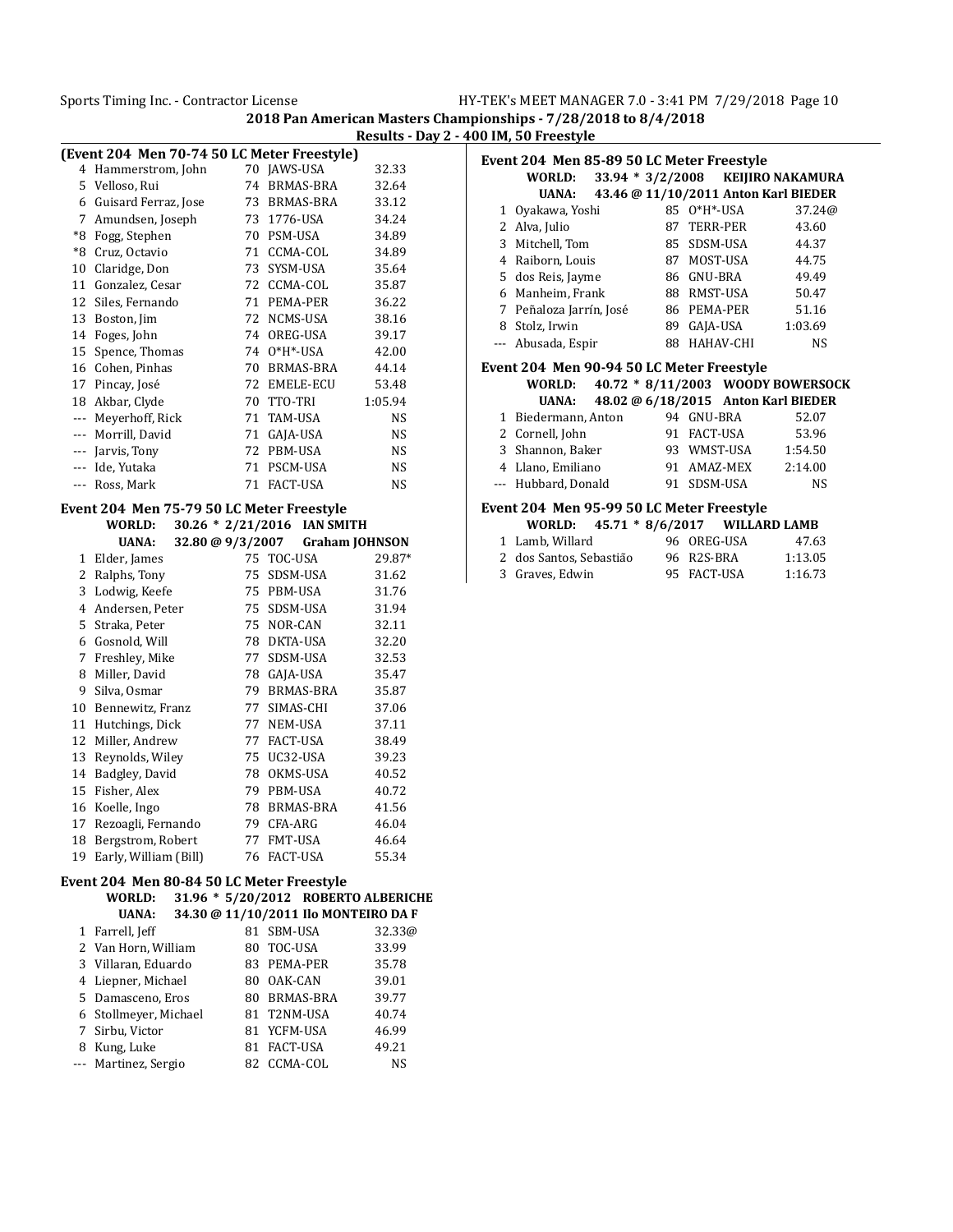## 2018 Pan American Masters Championships - 7/28/2018 to 8/4/2018

### Results - Day 2 - 400 IM, 50 Freestyle

#### (Event 204 Men 70-74 50 LC Meter Freestyle)

| | | | | |
|---|---|---|---|---|
| 4 | Hammerstrom, John | 70 | JAWS-USA | 32.33 |
| 5 | Velloso, Rui | 74 | BRMAS-BRA | 32.64 |
| 6 | Guisard Ferraz, Jose | 73 | BRMAS-BRA | 33.12 |
| 7 | Amundsen, Joseph | 73 | 1776-USA | 34.24 |
| *8 | Fogg, Stephen | 70 | PSM-USA | 34.89 |
| *8 | Cruz, Octavio | 71 | CCMA-COL | 34.89 |
| 10 | Claridge, Don | 73 | SYSM-USA | 35.64 |
| 11 | Gonzalez, Cesar | 72 | CCMA-COL | 35.87 |
| 12 | Siles, Fernando | 71 | PEMA-PER | 36.22 |
| 13 | Boston, Jim | 72 | NCMS-USA | 38.16 |
| 14 | Foges, John | 74 | OREG-USA | 39.17 |
| 15 | Spence, Thomas | 74 | O*H*-USA | 42.00 |
| 16 | Cohen, Pinhas | 70 | BRMAS-BRA | 44.14 |
| 17 | Pincay, José | 72 | EMELE-ECU | 53.48 |
| 18 | Akbar, Clyde | 70 | TTO-TRI | 1:05.94 |
| --- | Meyerhoff, Rick | 71 | TAM-USA | NS |
| --- | Morrill, David | 71 | GAJA-USA | NS |
| --- | Jarvis, Tony | 72 | PBM-USA | NS |
| --- | Ide, Yutaka | 71 | PSCM-USA | NS |
| --- | Ross, Mark | 71 | FACT-USA | NS |

#### Event 204 Men 75-79 50 LC Meter Freestyle

WORLD: 30.26 * 2/21/2016 IAN SMITH

UANA: 32.80 @ 9/3/2007 Graham JOHNSON

| | | | | |
|---|---|---|---|---|
| 1 | Elder, James | 75 | TOC-USA | 29.87* |
| 2 | Ralphs, Tony | 75 | SDSM-USA | 31.62 |
| 3 | Lodwig, Keefe | 75 | PBM-USA | 31.76 |
| 4 | Andersen, Peter | 75 | SDSM-USA | 31.94 |
| 5 | Straka, Peter | 75 | NOR-CAN | 32.11 |
| 6 | Gosnold, Will | 78 | DKTA-USA | 32.20 |
| 7 | Freshley, Mike | 77 | SDSM-USA | 32.53 |
| 8 | Miller, David | 78 | GAJA-USA | 35.47 |
| 9 | Silva, Osmar | 79 | BRMAS-BRA | 35.87 |
| 10 | Bennewitz, Franz | 77 | SIMAS-CHI | 37.06 |
| 11 | Hutchings, Dick | 77 | NEM-USA | 37.11 |
| 12 | Miller, Andrew | 77 | FACT-USA | 38.49 |
| 13 | Reynolds, Wiley | 75 | UC32-USA | 39.23 |
| 14 | Badgley, David | 78 | OKMS-USA | 40.52 |
| 15 | Fisher, Alex | 79 | PBM-USA | 40.72 |
| 16 | Koelle, Ingo | 78 | BRMAS-BRA | 41.56 |
| 17 | Rezoagli, Fernando | 79 | CFA-ARG | 46.04 |
| 18 | Bergstrom, Robert | 77 | FMT-USA | 46.64 |
| 19 | Early, William (Bill) | 76 | FACT-USA | 55.34 |

#### Event 204 Men 80-84 50 LC Meter Freestyle

WORLD: 31.96 * 5/20/2012 ROBERTO ALBERICHE

UANA: 34.30 @ 11/10/2011 Ilo MONTEIRO DA F

| | | | | |
|---|---|---|---|---|
| 1 | Farrell, Jeff | 81 | SBM-USA | 32.33@ |
| 2 | Van Horn, William | 80 | TOC-USA | 33.99 |
| 3 | Villaran, Eduardo | 83 | PEMA-PER | 35.78 |
| 4 | Liepner, Michael | 80 | OAK-CAN | 39.01 |
| 5 | Damasceno, Eros | 80 | BRMAS-BRA | 39.77 |
| 6 | Stollmeyer, Michael | 81 | T2NM-USA | 40.74 |
| 7 | Sirbu, Victor | 81 | YCFM-USA | 46.99 |
| 8 | Kung, Luke | 81 | FACT-USA | 49.21 |
| --- | Martinez, Sergio | 82 | CCMA-COL | NS |

#### Event 204 Men 85-89 50 LC Meter Freestyle

WORLD: 33.94 * 3/2/2008 KEIJIRO NAKAMURA

UANA: 43.46 @ 11/10/2011 Anton Karl BIEDER

| | | | | |
|---|---|---|---|---|
| 1 | Oyakawa, Yoshi | 85 | O*H*-USA | 37.24@ |
| 2 | Alva, Julio | 87 | TERR-PER | 43.60 |
| 3 | Mitchell, Tom | 85 | SDSM-USA | 44.37 |
| 4 | Raiborn, Louis | 87 | MOST-USA | 44.75 |
| 5 | dos Reis, Jayme | 86 | GNU-BRA | 49.49 |
| 6 | Manheim, Frank | 88 | RMST-USA | 50.47 |
| 7 | Peñaloza Jarrín, José | 86 | PEMA-PER | 51.16 |
| 8 | Stolz, Irwin | 89 | GAJA-USA | 1:03.69 |
| --- | Abusada, Espir | 88 | HAHAV-CHI | NS |

#### Event 204 Men 90-94 50 LC Meter Freestyle

WORLD: 40.72 * 8/11/2003 WOODY BOWERSOCK

UANA: 48.02 @ 6/18/2015 Anton Karl BIEDER

| | | | | |
|---|---|---|---|---|
| 1 | Biedermann, Anton | 94 | GNU-BRA | 52.07 |
| 2 | Cornell, John | 91 | FACT-USA | 53.96 |
| 3 | Shannon, Baker | 93 | WMST-USA | 1:54.50 |
| 4 | Llano, Emiliano | 91 | AMAZ-MEX | 2:14.00 |
| --- | Hubbard, Donald | 91 | SDSM-USA | NS |

#### Event 204 Men 95-99 50 LC Meter Freestyle

WORLD: 45.71 * 8/6/2017 WILLARD LAMB

| | | | | |
|---|---|---|---|---|
| 1 | Lamb, Willard | 96 | OREG-USA | 47.63 |
| 2 | dos Santos, Sebastião | 96 | R2S-BRA | 1:13.05 |
| 3 | Graves, Edwin | 95 | FACT-USA | 1:16.73 |